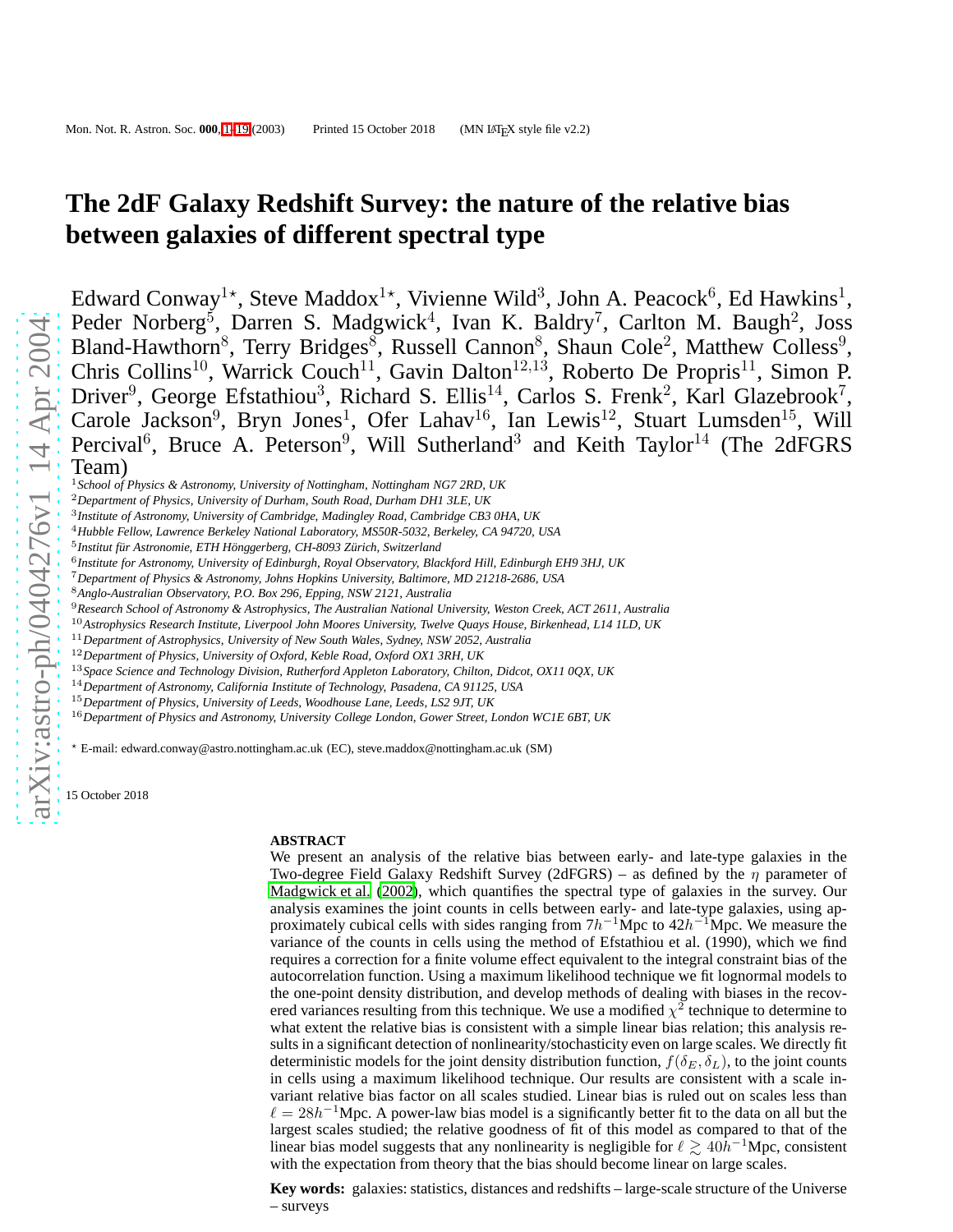# The 2dF Galaxy Redshift Survey: the nature of the relative bias between galaxies of different spectral type

Edward Conway[1⋆], Steve Maddox[1⋆], Vivienne Wild[3], John A. Peacock[6], Ed Hawkins[1], Peder Norberg[5], Darren S. Madgwick[4], Ivan K. Baldry[7], Carlton M. Baugh[2], Joss Bland-Hawthorn[8], Terry Bridges[8], Russell Cannon[8], Shaun Cole[2], Matthew Colless[9], Chris Collins[10], Warrick Couch[11], Gavin Dalton[12,13], Roberto De Propris[11], Simon P. Driver[9], George Efstathiou[3], Richard S. Ellis[14], Carlos S. Frenk[2], Karl Glazebrook[7], Carole Jackson[9], Bryn Jones[1], Ofer Lahav[16], Ian Lewis[12], Stuart Lumsden[15], Will Percival[6], Bruce A. Peterson[9], Will Sutherland[3] and Keith Taylor[14] (The 2dFGRS Team)

[1]*School of Physics & Astronomy, University of Nottingham, Nottingham NG7 2RD, UK*
[2]*Department of Physics, University of Durham, South Road, Durham DH1 3LE, UK*
[3]*Institute of Astronomy, University of Cambridge, Madingley Road, Cambridge CB3 0HA, UK*
[4]*Hubble Fellow, Lawrence Berkeley National Laboratory, MS50R-5032, Berkeley, CA 94720, USA*
[5]*Institut für Astronomie, ETH Hönggerberg, CH-8093 Zürich, Switzerland*
[6]*Institute for Astronomy, University of Edinburgh, Royal Observatory, Blackford Hill, Edinburgh EH9 3HJ, UK*
[7]*Department of Physics & Astronomy, Johns Hopkins University, Baltimore, MD 21218-2686, USA*
[8]*Anglo-Australian Observatory, P.O. Box 296, Epping, NSW 2121, Australia*
[9]*Research School of Astronomy & Astrophysics, The Australian National University, Weston Creek, ACT 2611, Australia*
[10]*Astrophysics Research Institute, Liverpool John Moores University, Twelve Quays House, Birkenhead, L14 1LD, UK*
[11]*Department of Astrophysics, University of New South Wales, Sydney, NSW 2052, Australia*
[12]*Department of Physics, University of Oxford, Keble Road, Oxford OX1 3RH, UK*
[13]*Space Science and Technology Division, Rutherford Appleton Laboratory, Chilton, Didcot, OX11 0QX, UK*
[14]*Department of Astronomy, California Institute of Technology, Pasadena, CA 91125, USA*
[15]*Department of Physics, University of Leeds, Woodhouse Lane, Leeds, LS2 9JT, UK*
[16]*Department of Physics and Astronomy, University College London, Gower Street, London WC1E 6BT, UK*

⋆ E-mail: edward.conway@astro.nottingham.ac.uk (EC), steve.maddox@nottingham.ac.uk (SM)

15 October 2018

## ABSTRACT

We present an analysis of the relative bias between early- and late-type galaxies in the Two-degree Field Galaxy Redshift Survey (2dFGRS) – as defined by the $\eta$ parameter of Madgwick et al. (2002), which quantifies the spectral type of galaxies in the survey. Our analysis examines the joint counts in cells between early- and late-type galaxies, using approximately cubical cells with sides ranging from $7h^{-1}$Mpc to $42h^{-1}$Mpc. We measure the variance of the counts in cells using the method of Efstathiou et al. (1990), which we find requires a correction for a finite volume effect equivalent to the integral constraint bias of the autocorrelation function. Using a maximum likelihood technique we fit lognormal models to the one-point density distribution, and develop methods of dealing with biases in the recovered variances resulting from this technique. We use a modified $\chi^2$ technique to determine to what extent the relative bias is consistent with a simple linear bias relation; this analysis results in a significant detection of nonlinearity/stochasticity even on large scales. We directly fit deterministic models for the joint density distribution function, $f(\delta_E, \delta_L)$, to the joint counts in cells using a maximum likelihood technique. Our results are consistent with a scale invariant relative bias factor on all scales studied. Linear bias is ruled out on scales less than $\ell = 28h^{-1}$Mpc. A power-law bias model is a significantly better fit to the data on all but the largest scales studied; the relative goodness of fit of this model as compared to that of the linear bias model suggests that any nonlinearity is negligible for $\ell \gtrsim 40h^{-1}$Mpc, consistent with the expectation from theory that the bias should become linear on large scales.

**Key words:** galaxies: statistics, distances and redshifts – large-scale structure of the Universe – surveys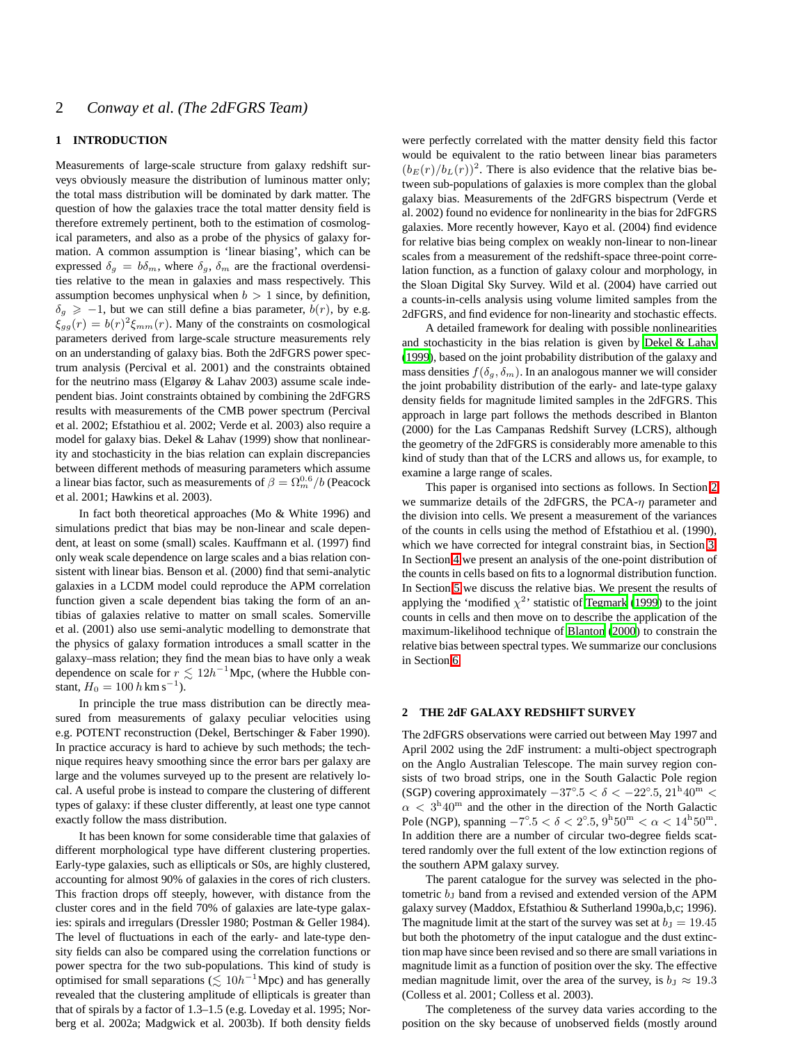## 1 INTRODUCTION

Measurements of large-scale structure from galaxy redshift surveys obviously measure the distribution of luminous matter only; the total mass distribution will be dominated by dark matter. The question of how the galaxies trace the total matter density field is therefore extremely pertinent, both to the estimation of cosmological parameters, and also as a probe of the physics of galaxy formation. A common assumption is 'linear biasing', which can be expressed $\delta_g = b\delta_m$, where $\delta_g$, $\delta_m$ are the fractional overdensities relative to the mean in galaxies and mass respectively. This assumption becomes unphysical when $b > 1$ since, by definition, $\delta_g \geqslant -1$, but we can still define a bias parameter, $b(r)$, by e.g. $\xi_{gg}(r) = b(r)^2\xi_{mm}(r)$. Many of the constraints on cosmological parameters derived from large-scale structure measurements rely on an understanding of galaxy bias. Both the 2dFGRS power spectrum analysis (Percival et al. 2001) and the constraints obtained for the neutrino mass (Elgarøy & Lahav 2003) assume scale independent bias. Joint constraints obtained by combining the 2dFGRS results with measurements of the CMB power spectrum (Percival et al. 2002; Efstathiou et al. 2002; Verde et al. 2003) also require a model for galaxy bias. Dekel & Lahav (1999) show that nonlinearity and stochasticity in the bias relation can explain discrepancies between different methods of measuring parameters which assume a linear bias factor, such as measurements of $\beta = \Omega_m^{0.6}/b$ (Peacock et al. 2001; Hawkins et al. 2003).

In fact both theoretical approaches (Mo & White 1996) and simulations predict that bias may be non-linear and scale dependent, at least on some (small) scales. Kauffmann et al. (1997) find only weak scale dependence on large scales and a bias relation consistent with linear bias. Benson et al. (2000) find that semi-analytic galaxies in a LCDM model could reproduce the APM correlation function given a scale dependent bias taking the form of an antibias of galaxies relative to matter on small scales. Somerville et al. (2001) also use semi-analytic modelling to demonstrate that the physics of galaxy formation introduces a small scatter in the galaxy–mass relation; they find the mean bias to have only a weak dependence on scale for $r \lesssim 12h^{-1}$Mpc, (where the Hubble constant, $H_0 = 100\,h\,\mathrm{km\,s^{-1}}$).

In principle the true mass distribution can be directly measured from measurements of galaxy peculiar velocities using e.g. POTENT reconstruction (Dekel, Bertschinger & Faber 1990). In practice accuracy is hard to achieve by such methods; the technique requires heavy smoothing since the error bars per galaxy are large and the volumes surveyed up to the present are relatively local. A useful probe is instead to compare the clustering of different types of galaxy: if these cluster differently, at least one type cannot exactly follow the mass distribution.

It has been known for some considerable time that galaxies of different morphological type have different clustering properties. Early-type galaxies, such as ellipticals or S0s, are highly clustered, accounting for almost 90% of galaxies in the cores of rich clusters. This fraction drops off steeply, however, with distance from the cluster cores and in the field 70% of galaxies are late-type galaxies: spirals and irregulars (Dressler 1980; Postman & Geller 1984). The level of fluctuations in each of the early- and late-type density fields can also be compared using the correlation functions or power spectra for the two sub-populations. This kind of study is optimised for small separations ($\lesssim 10h^{-1}$Mpc) and has generally revealed that the clustering amplitude of ellipticals is greater than that of spirals by a factor of 1.3–1.5 (e.g. Loveday et al. 1995; Norberg et al. 2002a; Madgwick et al. 2003b). If both density fields were perfectly correlated with the matter density field this factor would be equivalent to the ratio between linear bias parameters $(b_E(r)/b_L(r))^2$. There is also evidence that the relative bias between sub-populations of galaxies is more complex than the global galaxy bias. Measurements of the 2dFGRS bispectrum (Verde et al. 2002) found no evidence for nonlinearity in the bias for 2dFGRS galaxies. More recently however, Kayo et al. (2004) find evidence for relative bias being complex on weakly non-linear to non-linear scales from a measurement of the redshift-space three-point correlation function, as a function of galaxy colour and morphology, in the Sloan Digital Sky Survey. Wild et al. (2004) have carried out a counts-in-cells analysis using volume limited samples from the 2dFGRS, and find evidence for non-linearity and stochastic effects.

A detailed framework for dealing with possible nonlinearities and stochasticity in the bias relation is given by Dekel & Lahav (1999), based on the joint probability distribution of the galaxy and mass densities $f(\delta_g, \delta_m)$. In an analogous manner we will consider the joint probability distribution of the early- and late-type galaxy density fields for magnitude limited samples in the 2dFGRS. This approach in large part follows the methods described in Blanton (2000) for the Las Campanas Redshift Survey (LCRS), although the geometry of the 2dFGRS is considerably more amenable to this kind of study than that of the LCRS and allows us, for example, to examine a large range of scales.

This paper is organised into sections as follows. In Section 2 we summarize details of the 2dFGRS, the PCA-$\eta$ parameter and the division into cells. We present a measurement of the variances of the counts in cells using the method of Efstathiou et al. (1990), which we have corrected for integral constraint bias, in Section 3. In Section 4 we present an analysis of the one-point distribution of the counts in cells based on fits to a lognormal distribution function. In Section 5 we discuss the relative bias. We present the results of applying the 'modified $\chi^2$' statistic of Tegmark (1999) to the joint counts in cells and then move on to describe the application of the maximum-likelihood technique of Blanton (2000) to constrain the relative bias between spectral types. We summarize our conclusions in Section 6.

## 2 THE 2dF GALAXY REDSHIFT SURVEY

The 2dFGRS observations were carried out between May 1997 and April 2002 using the 2dF instrument: a multi-object spectrograph on the Anglo Australian Telescope. The main survey region consists of two broad strips, one in the South Galactic Pole region (SGP) covering approximately $-37^\circ.5 < \delta < -22^\circ.5$, $21^{\mathrm{h}}40^{\mathrm{m}} < \alpha < 3^{\mathrm{h}}40^{\mathrm{m}}$ and the other in the direction of the North Galactic Pole (NGP), spanning $-7^\circ.5 < \delta < 2^\circ.5$, $9^{\mathrm{h}}50^{\mathrm{m}} < \alpha < 14^{\mathrm{h}}50^{\mathrm{m}}$. In addition there are a number of circular two-degree fields scattered randomly over the full extent of the low extinction regions of the southern APM galaxy survey.

The parent catalogue for the survey was selected in the photometric $b_J$ band from a revised and extended version of the APM galaxy survey (Maddox, Efstathiou & Sutherland 1990a,b,c; 1996). The magnitude limit at the start of the survey was set at $b_J = 19.45$ but both the photometry of the input catalogue and the dust extinction map have since been revised and so there are small variations in magnitude limit as a function of position over the sky. The effective median magnitude limit, over the area of the survey, is $b_J \approx 19.3$ (Colless et al. 2001; Colless et al. 2003).

The completeness of the survey data varies according to the position on the sky because of unobserved fields (mostly around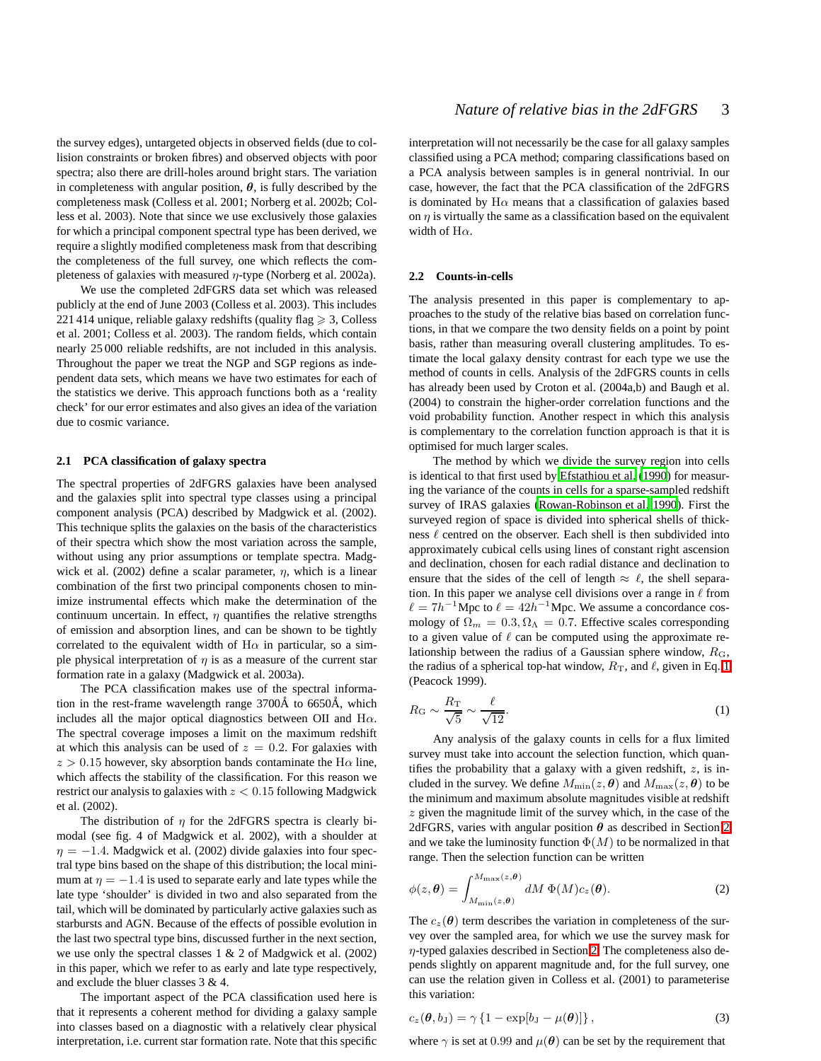the survey edges), untargeted objects in observed fields (due to collision constraints or broken fibres) and observed objects with poor spectra; also there are drill-holes around bright stars. The variation in completeness with angular position, $\boldsymbol{\theta}$, is fully described by the completeness mask (Colless et al. 2001; Norberg et al. 2002b; Colless et al. 2003). Note that since we use exclusively those galaxies for which a principal component spectral type has been derived, we require a slightly modified completeness mask from that describing the completeness of the full survey, one which reflects the completeness of galaxies with measured $\eta$-type (Norberg et al. 2002a).

We use the completed 2dFGRS data set which was released publicly at the end of June 2003 (Colless et al. 2003). This includes 221 414 unique, reliable galaxy redshifts (quality flag $\geqslant 3$, Colless et al. 2001; Colless et al. 2003). The random fields, which contain nearly 25 000 reliable redshifts, are not included in this analysis. Throughout the paper we treat the NGP and SGP regions as independent data sets, which means we have two estimates for each of the statistics we derive. This approach functions both as a 'reality check' for our error estimates and also gives an idea of the variation due to cosmic variance.

### 2.1 PCA classification of galaxy spectra

The spectral properties of 2dFGRS galaxies have been analysed and the galaxies split into spectral type classes using a principal component analysis (PCA) described by Madgwick et al. (2002). This technique splits the galaxies on the basis of the characteristics of their spectra which show the most variation across the sample, without using any prior assumptions or template spectra. Madgwick et al. (2002) define a scalar parameter, $\eta$, which is a linear combination of the first two principal components chosen to minimize instrumental effects which make the determination of the continuum uncertain. In effect, $\eta$ quantifies the relative strengths of emission and absorption lines, and can be shown to be tightly correlated to the equivalent width of H$\alpha$ in particular, so a simple physical interpretation of $\eta$ is as a measure of the current star formation rate in a galaxy (Madgwick et al. 2003a).

The PCA classification makes use of the spectral information in the rest-frame wavelength range 3700Å to 6650Å, which includes all the major optical diagnostics between OII and H$\alpha$. The spectral coverage imposes a limit on the maximum redshift at which this analysis can be used of $z = 0.2$. For galaxies with $z > 0.15$ however, sky absorption bands contaminate the H$\alpha$ line, which affects the stability of the classification. For this reason we restrict our analysis to galaxies with $z < 0.15$ following Madgwick et al. (2002).

The distribution of $\eta$ for the 2dFGRS spectra is clearly bimodal (see fig. 4 of Madgwick et al. 2002), with a shoulder at $\eta = -1.4$. Madgwick et al. (2002) divide galaxies into four spectral type bins based on the shape of this distribution; the local minimum at $\eta = -1.4$ is used to separate early and late types while the late type 'shoulder' is divided in two and also separated from the tail, which will be dominated by particularly active galaxies such as starbursts and AGN. Because of the effects of possible evolution in the last two spectral type bins, discussed further in the next section, we use only the spectral classes 1 & 2 of Madgwick et al. (2002) in this paper, which we refer to as early and late type respectively, and exclude the bluer classes 3 & 4.

The important aspect of the PCA classification used here is that it represents a coherent method for dividing a galaxy sample into classes based on a diagnostic with a relatively clear physical interpretation, i.e. current star formation rate. Note that this specific interpretation will not necessarily be the case for all galaxy samples classified using a PCA method; comparing classifications based on a PCA analysis between samples is in general nontrivial. In our case, however, the fact that the PCA classification of the 2dFGRS is dominated by H$\alpha$ means that a classification of galaxies based on $\eta$ is virtually the same as a classification based on the equivalent width of H$\alpha$.

### 2.2 Counts-in-cells

The analysis presented in this paper is complementary to approaches to the study of the relative bias based on correlation functions, in that we compare the two density fields on a point by point basis, rather than measuring overall clustering amplitudes. To estimate the local galaxy density contrast for each type we use the method of counts in cells. Analysis of the 2dFGRS counts in cells has already been used by Croton et al. (2004a,b) and Baugh et al. (2004) to constrain the higher-order correlation functions and the void probability function. Another respect in which this analysis is complementary to the correlation function approach is that it is optimised for much larger scales.

The method by which we divide the survey region into cells is identical to that first used by Efstathiou et al. (1990) for measuring the variance of the counts in cells for a sparse-sampled redshift survey of IRAS galaxies (Rowan-Robinson et al. 1990). First the surveyed region of space is divided into spherical shells of thickness $\ell$ centred on the observer. Each shell is then subdivided into approximately cubical cells using lines of constant right ascension and declination, chosen for each radial distance and declination to ensure that the sides of the cell of length $\approx \ell$, the shell separation. In this paper we analyse cell divisions over a range in $\ell$ from $\ell = 7h^{-1}$Mpc to $\ell = 42h^{-1}$Mpc. We assume a concordance cosmology of $\Omega_m = 0.3, \Omega_\Lambda = 0.7$. Effective scales corresponding to a given value of $\ell$ can be computed using the approximate relationship between the radius of a Gaussian sphere window, $R_{\rm G}$, the radius of a spherical top-hat window, $R_{\rm T}$, and $\ell$, given in Eq. 1 (Peacock 1999).

$$R_{\rm G} \sim \frac{R_{\rm T}}{\sqrt{5}} \sim \frac{\ell}{\sqrt{12}}. \tag{1}$$

Any analysis of the galaxy counts in cells for a flux limited survey must take into account the selection function, which quantifies the probability that a galaxy with a given redshift, $z$, is included in the survey. We define $M_{\rm min}(z,\boldsymbol{\theta})$ and $M_{\rm max}(z,\boldsymbol{\theta})$ to be the minimum and maximum absolute magnitudes visible at redshift $z$ given the magnitude limit of the survey which, in the case of the 2dFGRS, varies with angular position $\boldsymbol{\theta}$ as described in Section 2 and we take the luminosity function $\Phi(M)$ to be normalized in that range. Then the selection function can be written

$$\phi(z,\boldsymbol{\theta}) = \int_{M_{\rm min}(z,\boldsymbol{\theta})}^{M_{\rm max}(z,\boldsymbol{\theta})} dM\ \Phi(M) c_z(\boldsymbol{\theta}). \tag{2}$$

The $c_z(\boldsymbol{\theta})$ term describes the variation in completeness of the survey over the sampled area, for which we use the survey mask for $\eta$-typed galaxies described in Section 2. The completeness also depends slightly on apparent magnitude and, for the full survey, one can use the relation given in Colless et al. (2001) to parameterise this variation:

$$c_z(\boldsymbol{\theta}, b_{\rm J}) = \gamma \left\{1 - \exp[b_{\rm J} - \mu(\boldsymbol{\theta})]\right\}, \tag{3}$$

where $\gamma$ is set at $0.99$ and $\mu(\boldsymbol{\theta})$ can be set by the requirement that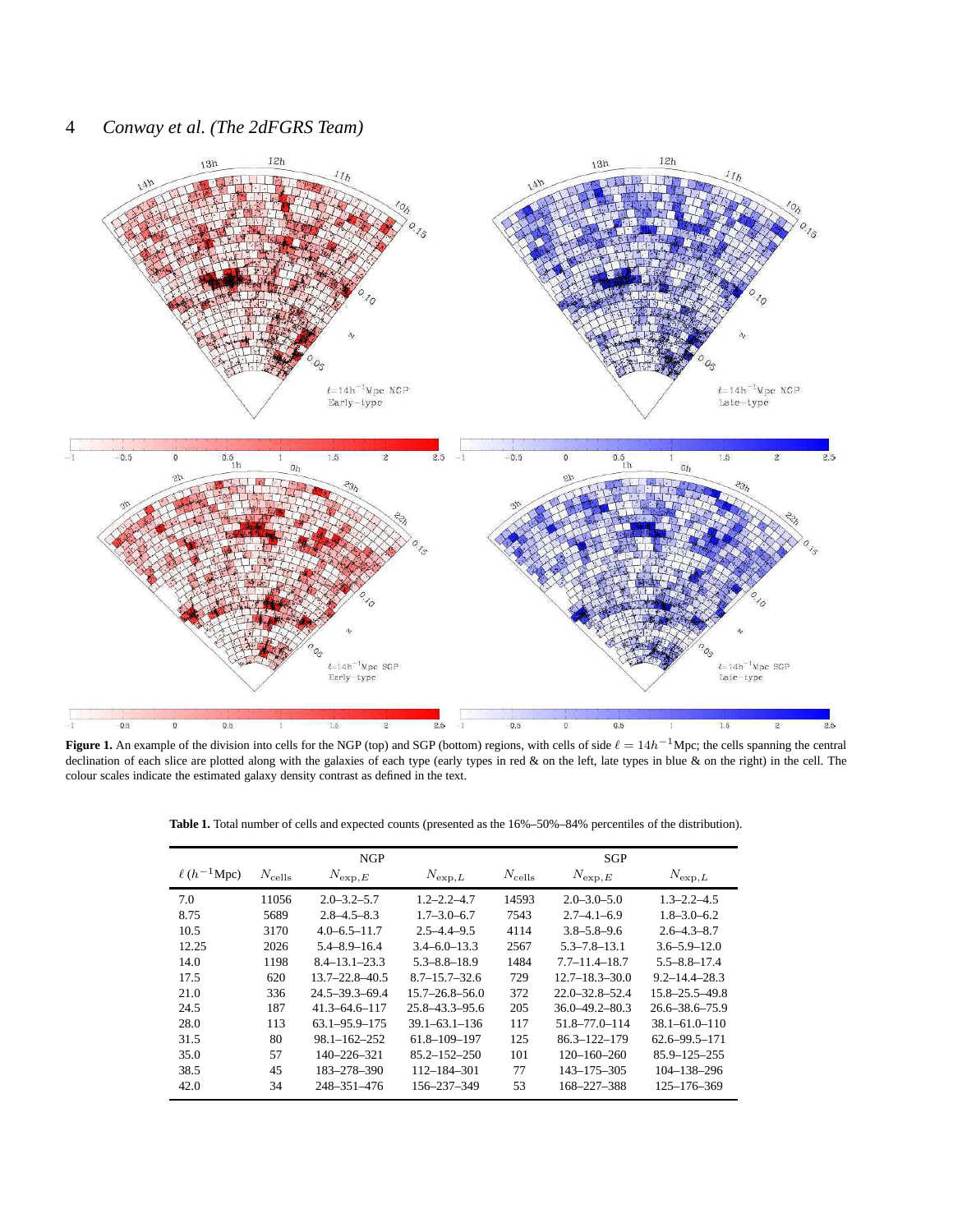**Figure 1.** An example of the division into cells for the NGP (top) and SGP (bottom) regions, with cells of side $\ell = 14h^{-1}$Mpc; the cells spanning the central declination of each slice are plotted along with the galaxies of each type (early types in red & on the left, late types in blue & on the right) in the cell. The colour scales indicate the estimated galaxy density contrast as defined in the text.

**Table 1.** Total number of cells and expected counts (presented as the 16%–50%–84% percentiles of the distribution).

| | NGP | | | SGP | | |
|---|---|---|---|---|---|---|
| $\ell\,(h^{-1}\mathrm{Mpc})$ | $N_{\mathrm{cells}}$ | $N_{\mathrm{exp},E}$ | $N_{\mathrm{exp},L}$ | $N_{\mathrm{cells}}$ | $N_{\mathrm{exp},E}$ | $N_{\mathrm{exp},L}$ |
| 7.0 | 11056 | 2.0–3.2–5.7 | 1.2–2.2–4.7 | 14593 | 2.0–3.0–5.0 | 1.3–2.2–4.5 |
| 8.75 | 5689 | 2.8–4.5–8.3 | 1.7–3.0–6.7 | 7543 | 2.7–4.1–6.9 | 1.8–3.0–6.2 |
| 10.5 | 3170 | 4.0–6.5–11.7 | 2.5–4.4–9.5 | 4114 | 3.8–5.8–9.6 | 2.6–4.3–8.7 |
| 12.25 | 2026 | 5.4–8.9–16.4 | 3.4–6.0–13.3 | 2567 | 5.3–7.8–13.1 | 3.6–5.9–12.0 |
| 14.0 | 1198 | 8.4–13.1–23.3 | 5.3–8.8–18.9 | 1484 | 7.7–11.4–18.7 | 5.5–8.8–17.4 |
| 17.5 | 620 | 13.7–22.8–40.5 | 8.7–15.7–32.6 | 729 | 12.7–18.3–30.0 | 9.2–14.4–28.3 |
| 21.0 | 336 | 24.5–39.3–69.4 | 15.7–26.8–56.0 | 372 | 22.0–32.8–52.4 | 15.8–25.5–49.8 |
| 24.5 | 187 | 41.3–64.6–117 | 25.8–43.3–95.6 | 205 | 36.0–49.2–80.3 | 26.6–38.6–75.9 |
| 28.0 | 113 | 63.1–95.9–175 | 39.1–63.1–136 | 117 | 51.8–77.0–114 | 38.1–61.0–110 |
| 31.5 | 80 | 98.1–162–252 | 61.8–109–197 | 125 | 86.3–122–179 | 62.6–99.5–171 |
| 35.0 | 57 | 140–226–321 | 85.2–152–250 | 101 | 120–160–260 | 85.9–125–255 |
| 38.5 | 45 | 183–278–390 | 112–184–301 | 77 | 143–175–305 | 104–138–296 |
| 42.0 | 34 | 248–351–476 | 156–237–349 | 53 | 168–227–388 | 125–176–369 |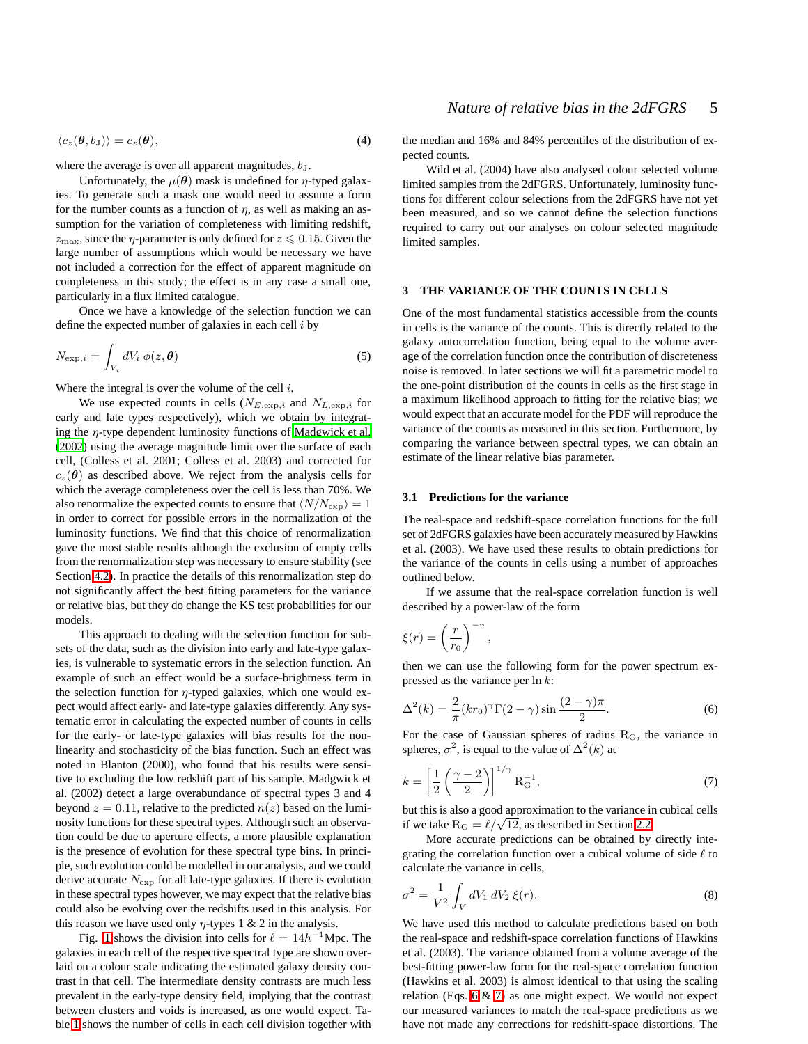$$\langle c_z(\boldsymbol{\theta}, b_{\rm J})\rangle = c_z(\boldsymbol{\theta}), \tag{4}$$

where the average is over all apparent magnitudes, $b_{\rm J}$.

Unfortunately, the $\mu(\boldsymbol{\theta})$ mask is undefined for $\eta$-typed galaxies. To generate such a mask one would need to assume a form for the number counts as a function of $\eta$, as well as making an assumption for the variation of completeness with limiting redshift, $z_{\rm max}$, since the $\eta$-parameter is only defined for $z \leqslant 0.15$. Given the large number of assumptions which would be necessary we have not included a correction for the effect of apparent magnitude on completeness in this study; the effect is in any case a small one, particularly in a flux limited catalogue.

Once we have a knowledge of the selection function we can define the expected number of galaxies in each cell $i$ by

$$N_{{\rm exp},i} = \int_{V_i} dV_i \; \phi(z, \boldsymbol{\theta}) \tag{5}$$

Where the integral is over the volume of the cell $i$.

We use expected counts in cells ($N_{E,{\rm exp},i}$ and $N_{L,{\rm exp},i}$ for early and late types respectively), which we obtain by integrating the $\eta$-type dependent luminosity functions of Madgwick et al. (2002) using the average magnitude limit over the surface of each cell, (Colless et al. 2001; Colless et al. 2003) and corrected for $c_z(\boldsymbol{\theta})$ as described above. We reject from the analysis cells for which the average completeness over the cell is less than 70%. We also renormalize the expected counts to ensure that $\langle N/N_{\rm exp}\rangle = 1$ in order to correct for possible errors in the normalization of the luminosity functions. We find that this choice of renormalization gave the most stable results although the exclusion of empty cells from the renormalization step was necessary to ensure stability (see Section 4.2). In practice the details of this renormalization step do not significantly affect the best fitting parameters for the variance or relative bias, but they do change the KS test probabilities for our models.

This approach to dealing with the selection function for subsets of the data, such as the division into early and late-type galaxies, is vulnerable to systematic errors in the selection function. An example of such an effect would be a surface-brightness term in the selection function for $\eta$-typed galaxies, which one would expect would affect early- and late-type galaxies differently. Any systematic error in calculating the expected number of counts in cells for the early- or late-type galaxies will bias results for the non-linearity and stochasticity of the bias function. Such an effect was noted in Blanton (2000), who found that his results were sensitive to excluding the low redshift part of his sample. Madgwick et al. (2002) detect a large overabundance of spectral types 3 and 4 beyond $z = 0.11$, relative to the predicted $n(z)$ based on the luminosity functions for these spectral types. Although such an observation could be due to aperture effects, a more plausible explanation is the presence of evolution for these spectral type bins. In principle, such evolution could be modelled in our analysis, and we could derive accurate $N_{\rm exp}$ for all late-type galaxies. If there is evolution in these spectral types however, we may expect that the relative bias could also be evolving over the redshifts used in this analysis. For this reason we have used only $\eta$-types 1 & 2 in the analysis.

Fig. 1 shows the division into cells for $\ell = 14h^{-1}$Mpc. The galaxies in each cell of the respective spectral type are shown overlaid on a colour scale indicating the estimated galaxy density contrast in that cell. The intermediate density contrasts are much less prevalent in the early-type density field, implying that the contrast between clusters and voids is increased, as one would expect. Table 1 shows the number of cells in each cell division together with the median and 16% and 84% percentiles of the distribution of expected counts.

Wild et al. (2004) have also analysed colour selected volume limited samples from the 2dFGRS. Unfortunately, luminosity functions for different colour selections from the 2dFGRS have not yet been measured, and so we cannot define the selection functions required to carry out our analyses on colour selected magnitude limited samples.

## 3 THE VARIANCE OF THE COUNTS IN CELLS

One of the most fundamental statistics accessible from the counts in cells is the variance of the counts. This is directly related to the galaxy autocorrelation function, being equal to the volume average of the correlation function once the contribution of discreteness noise is removed. In later sections we will fit a parametric model to the one-point distribution of the counts in cells as the first stage in a maximum likelihood approach to fitting for the relative bias; we would expect that an accurate model for the PDF will reproduce the variance of the counts as measured in this section. Furthermore, by comparing the variance between spectral types, we can obtain an estimate of the linear relative bias parameter.

### 3.1 Predictions for the variance

The real-space and redshift-space correlation functions for the full set of 2dFGRS galaxies have been accurately measured by Hawkins et al. (2003). We have used these results to obtain predictions for the variance of the counts in cells using a number of approaches outlined below.

If we assume that the real-space correlation function is well described by a power-law of the form

$$\xi(r) = \left(\frac{r}{r_0}\right)^{-\gamma},$$

then we can use the following form for the power spectrum expressed as the variance per $\ln k$:

$$\Delta^2(k) = \frac{2}{\pi}(kr_0)^{\gamma}\Gamma(2-\gamma)\sin\frac{(2-\gamma)\pi}{2}. \tag{6}$$

For the case of Gaussian spheres of radius $\rm R_G$, the variance in spheres, $\sigma^2$, is equal to the value of $\Delta^2(k)$ at

$$k = \left[\frac{1}{2}\left(\frac{\gamma-2}{2}\right)\right]^{1/\gamma} {\rm R_G^{-1}}, \tag{7}$$

but this is also a good approximation to the variance in cubical cells if we take $\rm R_G = \ell/\sqrt{12}$, as described in Section 2.2.

More accurate predictions can be obtained by directly integrating the correlation function over a cubical volume of side $\ell$ to calculate the variance in cells,

$$\sigma^2 = \frac{1}{V^2}\int_V dV_1 \; dV_2 \; \xi(r). \tag{8}$$

We have used this method to calculate predictions based on both the real-space and redshift-space correlation functions of Hawkins et al. (2003). The variance obtained from a volume average of the best-fitting power-law form for the real-space correlation function (Hawkins et al. 2003) is almost identical to that using the scaling relation (Eqs. 6 & 7) as one might expect. We would not expect our measured variances to match the real-space predictions as we have not made any corrections for redshift-space distortions. The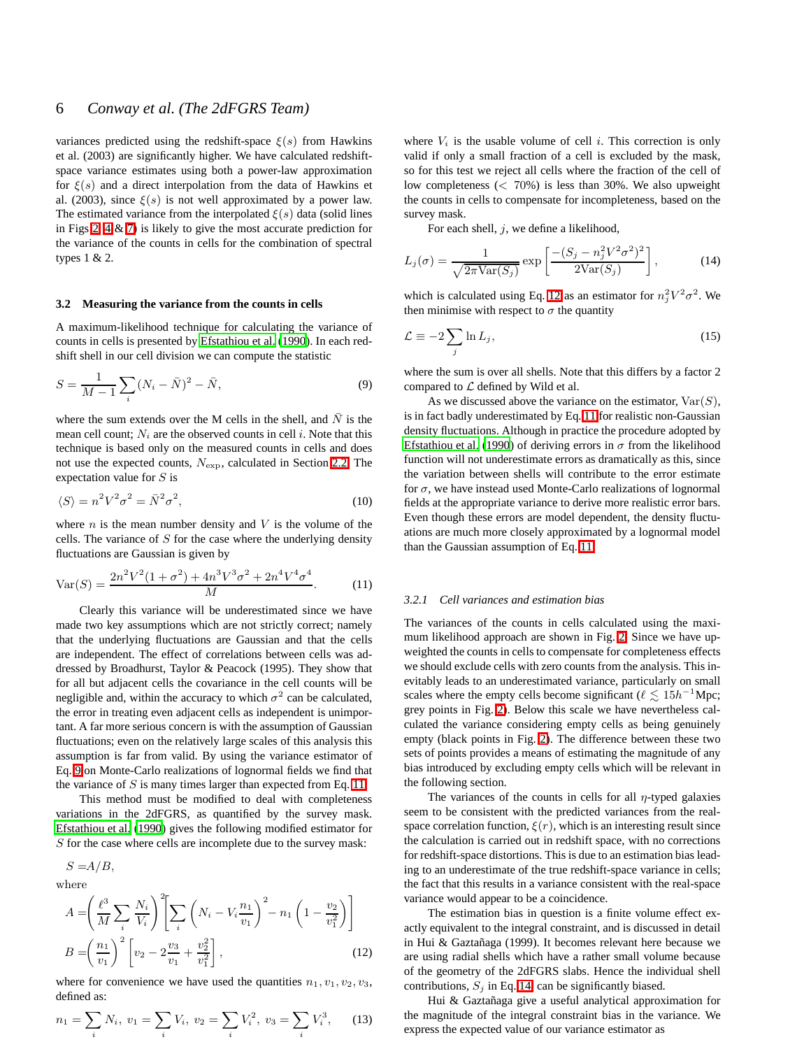variances predicted using the redshift-space $\xi(s)$ from Hawkins et al. (2003) are significantly higher. We have calculated redshift-space variance estimates using both a power-law approximation for $\xi(s)$ and a direct interpolation from the data of Hawkins et al. (2003), since $\xi(s)$ is not well approximated by a power law. The estimated variance from the interpolated $\xi(s)$ data (solid lines in Figs 2, 4 & 7) is likely to give the most accurate prediction for the variance of the counts in cells for the combination of spectral types 1 & 2.

### 3.2 Measuring the variance from the counts in cells

A maximum-likelihood technique for calculating the variance of counts in cells is presented by Efstathiou et al. (1990). In each redshift shell in our cell division we can compute the statistic

$$S = \frac{1}{M-1}\sum_i (N_i - \bar{N})^2 - \bar{N}, \tag{9}$$

where the sum extends over the M cells in the shell, and $\bar{N}$ is the mean cell count; $N_i$ are the observed counts in cell $i$. Note that this technique is based only on the measured counts in cells and does not use the expected counts, $N_{\rm exp}$, calculated in Section 2.2. The expectation value for $S$ is

$$\langle S\rangle = n^2V^2\sigma^2 = \bar{N}^2\sigma^2, \tag{10}$$

where $n$ is the mean number density and $V$ is the volume of the cells. The variance of $S$ for the case where the underlying density fluctuations are Gaussian is given by

$${\rm Var}(S) = \frac{2n^2V^2(1+\sigma^2) + 4n^3V^3\sigma^2 + 2n^4V^4\sigma^4}{M}. \tag{11}$$

Clearly this variance will be underestimated since we have made two key assumptions which are not strictly correct; namely that the underlying fluctuations are Gaussian and that the cells are independent. The effect of correlations between cells was addressed by Broadhurst, Taylor & Peacock (1995). They show that for all but adjacent cells the covariance in the cell counts will be negligible and, within the accuracy to which $\sigma^2$ can be calculated, the error in treating even adjacent cells as independent is unimportant. A far more serious concern is with the assumption of Gaussian fluctuations; even on the relatively large scales of this analysis this assumption is far from valid. By using the variance estimator of Eq. 9 on Monte-Carlo realizations of lognormal fields we find that the variance of $S$ is many times larger than expected from Eq. 11.

This method must be modified to deal with completeness variations in the 2dFGRS, as quantified by the survey mask. Efstathiou et al. (1990) gives the following modified estimator for $S$ for the case where cells are incomplete due to the survey mask:

$$S = A/B,$$

where

$$A = \left(\frac{\ell^3}{M}\sum_i \frac{N_i}{V_i}\right)^2\left[\sum_i\left(N_i - V_i\frac{n_1}{v_1}\right)^2 - n_1\left(1-\frac{v_2}{v_1^2}\right)\right]$$

$$B = \left(\frac{n_1}{v_1}\right)^2\left[v_2 - 2\frac{v_3}{v_1} + \frac{v_2^2}{v_1^2}\right], \tag{12}$$

where for convenience we have used the quantities $n_1, v_1, v_2, v_3$, defined as:

$$n_1 = \sum_i N_i,\ v_1 = \sum_i V_i,\ v_2 = \sum_i V_i^2,\ v_3 = \sum_i V_i^3, \tag{13}$$

where $V_i$ is the usable volume of cell $i$. This correction is only valid if only a small fraction of a cell is excluded by the mask, so for this test we reject all cells where the fraction of the cell of low completeness ($< 70\%$) is less than 30%. We also upweight the counts in cells to compensate for incompleteness, based on the survey mask.

For each shell, $j$, we define a likelihood,

$$L_j(\sigma) = \frac{1}{\sqrt{2\pi{\rm Var}(S_j)}}\exp\left[\frac{-(S_j - n_j^2V^2\sigma^2)^2}{2{\rm Var}(S_j)}\right], \tag{14}$$

which is calculated using Eq. 12 as an estimator for $n_j^2V^2\sigma^2$. We then minimise with respect to $\sigma$ the quantity

$$\mathcal{L} \equiv -2\sum_j \ln L_j, \tag{15}$$

where the sum is over all shells. Note that this differs by a factor 2 compared to $\mathcal{L}$ defined by Wild et al.

As we discussed above the variance on the estimator, ${\rm Var}(S)$, is in fact badly underestimated by Eq. 11 for realistic non-Gaussian density fluctuations. Although in practice the procedure adopted by Efstathiou et al. (1990) of deriving errors in $\sigma$ from the likelihood function will not underestimate errors as dramatically as this, since the variation between shells will contribute to the error estimate for $\sigma$, we have instead used Monte-Carlo realizations of lognormal fields at the appropriate variance to derive more realistic error bars. Even though these errors are model dependent, the density fluctuations are much more closely approximated by a lognormal model than the Gaussian assumption of Eq. 11.

#### 3.2.1 *Cell variances and estimation bias*

The variances of the counts in cells calculated using the maximum likelihood approach are shown in Fig. 2. Since we have upweighted the counts in cells to compensate for completeness effects we should exclude cells with zero counts from the analysis. This inevitably leads to an underestimated variance, particularly on small scales where the empty cells become significant ($\ell \lesssim 15h^{-1}$Mpc; grey points in Fig. 2). Below this scale we have nevertheless calculated the variance considering empty cells as being genuinely empty (black points in Fig. 2). The difference between these two sets of points provides a means of estimating the magnitude of any bias introduced by excluding empty cells which will be relevant in the following section.

The variances of the counts in cells for all $\eta$-typed galaxies seem to be consistent with the predicted variances from the real-space correlation function, $\xi(r)$, which is an interesting result since the calculation is carried out in redshift space, with no corrections for redshift-space distortions. This is due to an estimation bias leading to an underestimate of the true redshift-space variance in cells; the fact that this results in a variance consistent with the real-space variance would appear to be a coincidence.

The estimation bias in question is a finite volume effect exactly equivalent to the integral constraint, and is discussed in detail in Hui & Gaztañaga (1999). It becomes relevant here because we are using radial shells which have a rather small volume because of the geometry of the 2dFGRS slabs. Hence the individual shell contributions, $S_j$ in Eq. 14, can be significantly biased.

Hui & Gaztañaga give a useful analytical approximation for the magnitude of the integral constraint bias in the variance. We express the expected value of our variance estimator as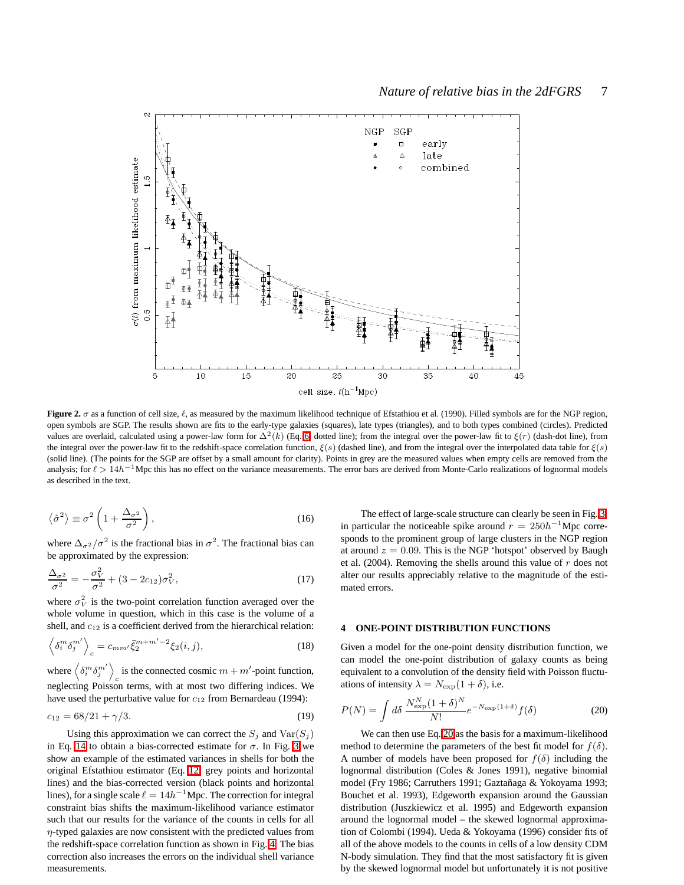**Figure 2.** $\sigma$ as a function of cell size, $\ell$, as measured by the maximum likelihood technique of Efstathiou et al. (1990). Filled symbols are for the NGP region, open symbols are SGP. The results shown are fits to the early-type galaxies (squares), late types (triangles), and to both types combined (circles). Predicted values are overlaid, calculated using a power-law form for $\Delta^2(k)$ (Eq. 6; dotted line); from the integral over the power-law fit to $\xi(r)$ (dash-dot line), from the integral over the power-law fit to the redshift-space correlation function, $\xi(s)$ (dashed line), and from the integral over the interpolated data table for $\xi(s)$ (solid line). (The points for the SGP are offset by a small amount for clarity). Points in grey are the measured values when empty cells are removed from the analysis; for $\ell > 14h^{-1}$Mpc this has no effect on the variance measurements. The error bars are derived from Monte-Carlo realizations of lognormal models as described in the text.

$$\left\langle \hat{\sigma}^2 \right\rangle \equiv \sigma^2 \left(1 + \frac{\Delta_{\sigma^2}}{\sigma^2}\right), \tag{16}$$

where $\Delta_{\sigma^2}/\sigma^2$ is the fractional bias in $\sigma^2$. The fractional bias can be approximated by the expression:

$$\frac{\Delta_{\sigma^2}}{\sigma^2} = -\frac{\sigma_V^2}{\sigma^2} + (3 - 2c_{12})\sigma_V^2, \tag{17}$$

where $\sigma_V^2$ is the two-point correlation function averaged over the whole volume in question, which in this case is the volume of a shell, and $c_{12}$ is a coefficient derived from the hierarchical relation:

$$\left\langle \delta_i^m \delta_j^{m'} \right\rangle_c = c_{mm'} \bar{\xi}_2^{m+m'-2} \xi_2(i,j), \tag{18}$$

where $\left\langle \delta_i^m \delta_j^{m'} \right\rangle_c$ is the connected cosmic $m+m'$-point function, neglecting Poisson terms, with at most two differing indices. We have used the perturbative value for $c_{12}$ from Bernardeau (1994):

$$c_{12} = 68/21 + \gamma/3. \tag{19}$$

Using this approximation we can correct the $S_j$ and $\mathrm{Var}(S_j)$ in Eq. 14 to obtain a bias-corrected estimate for $\sigma$. In Fig. 3 we show an example of the estimated variances in shells for both the original Efstathiou estimator (Eq. 12; grey points and horizontal lines) and the bias-corrected version (black points and horizontal lines), for a single scale $\ell = 14h^{-1}$Mpc. The correction for integral constraint bias shifts the maximum-likelihood variance estimator such that our results for the variance of the counts in cells for all $\eta$-typed galaxies are now consistent with the predicted values from the redshift-space correlation function as shown in Fig. 4. The bias correction also increases the errors on the individual shell variance measurements.

The effect of large-scale structure can clearly be seen in Fig. 3, in particular the noticeable spike around $r = 250h^{-1}$Mpc corresponds to the prominent group of large clusters in the NGP region at around $z = 0.09$. This is the NGP 'hotspot' observed by Baugh et al. (2004). Removing the shells around this value of $r$ does not alter our results appreciably relative to the magnitude of the estimated errors.

## 4 ONE-POINT DISTRIBUTION FUNCTIONS

Given a model for the one-point density distribution function, we can model the one-point distribution of galaxy counts as being equivalent to a convolution of the density field with Poisson fluctuations of intensity $\lambda = N_{\rm exp}(1+\delta)$, i.e.

$$P(N) = \int d\delta \, \frac{N_{\rm exp}^N (1+\delta)^N}{N!} e^{-N_{\rm exp}(1+\delta)} f(\delta) \tag{20}$$

We can then use Eq. 20 as the basis for a maximum-likelihood method to determine the parameters of the best fit model for $f(\delta)$. A number of models have been proposed for $f(\delta)$ including the lognormal distribution (Coles & Jones 1991), negative binomial model (Fry 1986; Carruthers 1991; Gaztañaga & Yokoyama 1993; Bouchet et al. 1993), Edgeworth expansion around the Gaussian distribution (Juszkiewicz et al. 1995) and Edgeworth expansion around the lognormal model – the skewed lognormal approximation of Colombi (1994). Ueda & Yokoyama (1996) consider fits of all of the above models to the counts in cells of a low density CDM N-body simulation. They find that the most satisfactory fit is given by the skewed lognormal model but unfortunately it is not positive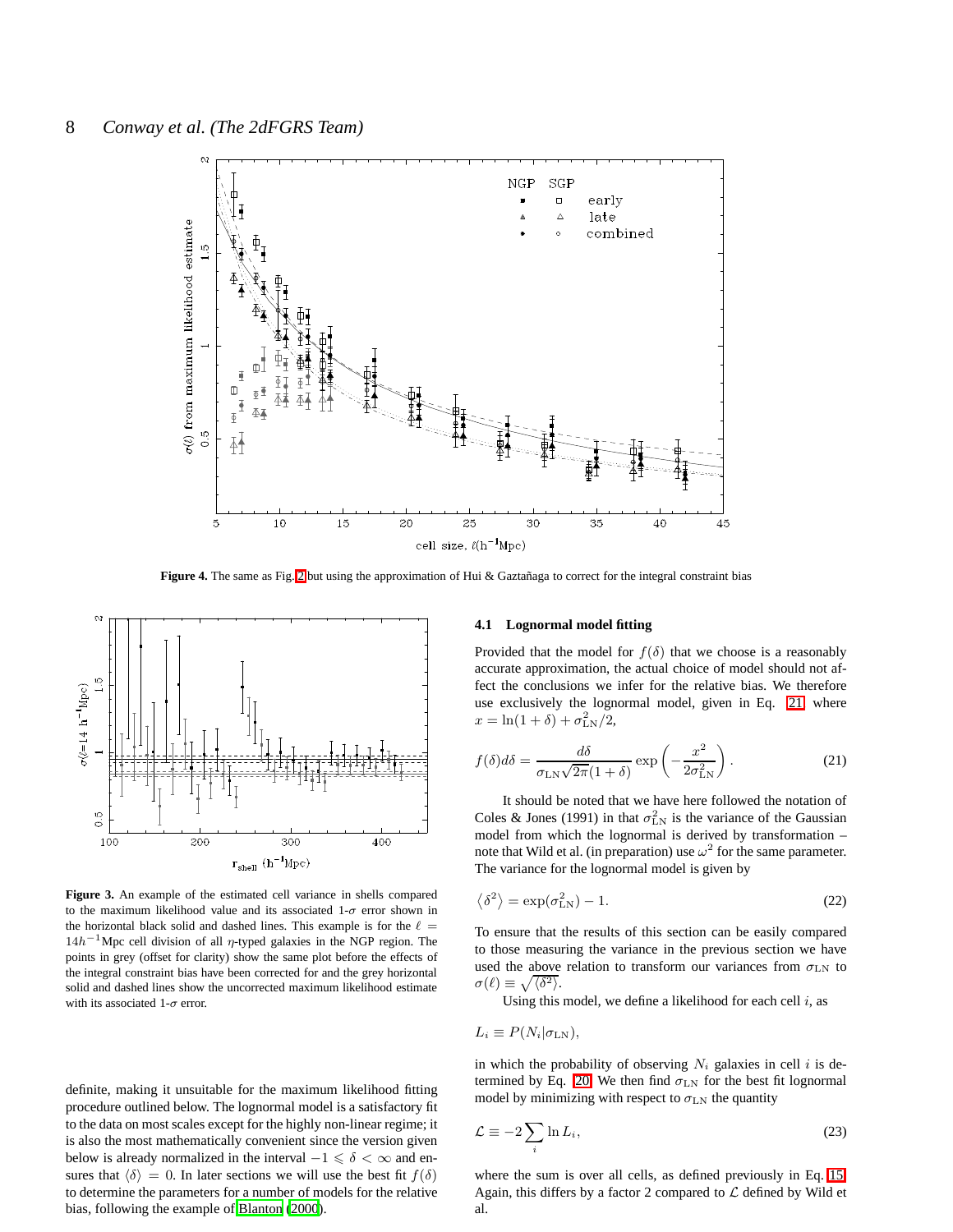**Figure 4.** The same as Fig. 2 but using the approximation of Hui & Gaztañaga to correct for the integral constraint bias

**Figure 3.** An example of the estimated cell variance in shells compared to the maximum likelihood value and its associated 1-$\sigma$ error shown in the horizontal black solid and dashed lines. This example is for the $\ell = 14h^{-1}$Mpc cell division of all $\eta$-typed galaxies in the NGP region. The points in grey (offset for clarity) show the same plot before the effects of the integral constraint bias have been corrected for and the grey horizontal solid and dashed lines show the uncorrected maximum likelihood estimate with its associated 1-$\sigma$ error.

definite, making it unsuitable for the maximum likelihood fitting procedure outlined below. The lognormal model is a satisfactory fit to the data on most scales except for the highly non-linear regime; it is also the most mathematically convenient since the version given below is already normalized in the interval $-1 \leqslant \delta < \infty$ and ensures that $\langle\delta\rangle = 0$. In later sections we will use the best fit $f(\delta)$ to determine the parameters for a number of models for the relative bias, following the example of Blanton (2000).

### 4.1 Lognormal model fitting

Provided that the model for $f(\delta)$ that we choose is a reasonably accurate approximation, the actual choice of model should not affect the conclusions we infer for the relative bias. We therefore use exclusively the lognormal model, given in Eq. 21 where $x = \ln(1+\delta) + \sigma_{\rm LN}^2/2$,

$$f(\delta)d\delta = \frac{d\delta}{\sigma_{\rm LN}\sqrt{2\pi}(1+\delta)} \exp\left(-\frac{x^2}{2\sigma_{\rm LN}^2}\right). \tag{21}$$

It should be noted that we have here followed the notation of Coles & Jones (1991) in that $\sigma_{\rm LN}^2$ is the variance of the Gaussian model from which the lognormal is derived by transformation – note that Wild et al. (in preparation) use $\omega^2$ for the same parameter. The variance for the lognormal model is given by

$$\langle\delta^2\rangle = \exp(\sigma_{\rm LN}^2) - 1. \tag{22}$$

To ensure that the results of this section can be easily compared to those measuring the variance in the previous section we have used the above relation to transform our variances from $\sigma_{\rm LN}$ to $\sigma(\ell) \equiv \sqrt{\langle\delta^2\rangle}$.

Using this model, we define a likelihood for each cell $i$, as

$$L_i \equiv P(N_i|\sigma_{\rm LN}),$$

in which the probability of observing $N_i$ galaxies in cell $i$ is determined by Eq. 20. We then find $\sigma_{\rm LN}$ for the best fit lognormal model by minimizing with respect to $\sigma_{\rm LN}$ the quantity

$$\mathcal{L} \equiv -2\sum_i \ln L_i, \tag{23}$$

where the sum is over all cells, as defined previously in Eq. 15. Again, this differs by a factor 2 compared to $\mathcal{L}$ defined by Wild et al.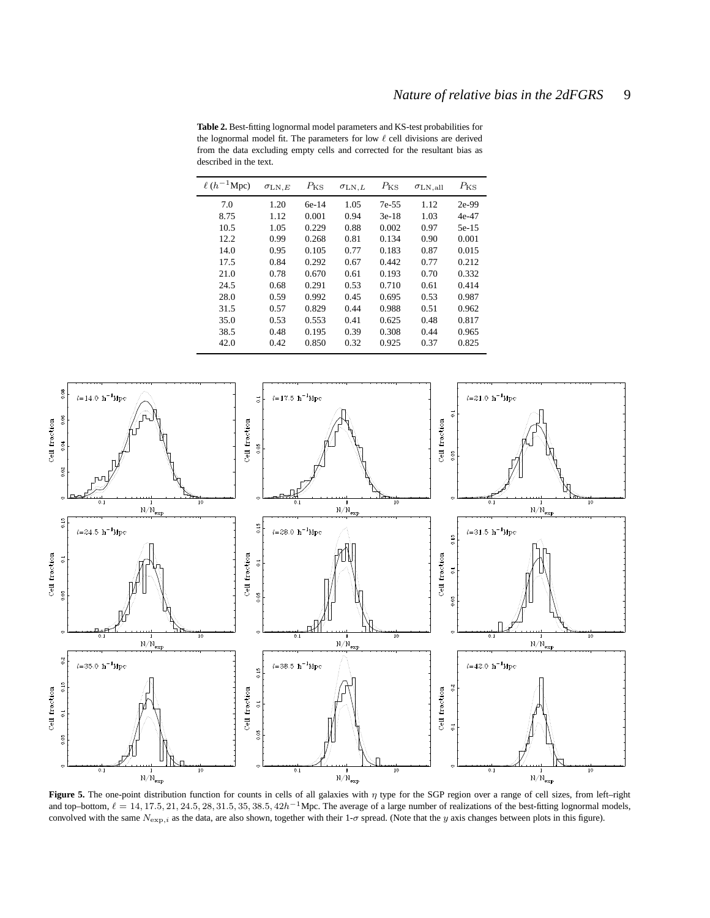**Table 2.** Best-fitting lognormal model parameters and KS-test probabilities for the lognormal model fit. The parameters for low $\ell$ cell divisions are derived from the data excluding empty cells and corrected for the resultant bias as described in the text.

| $\ell\,(h^{-1}\mathrm{Mpc})$ | $\sigma_{\mathrm{LN},E}$ | $P_{\mathrm{KS}}$ | $\sigma_{\mathrm{LN},L}$ | $P_{\mathrm{KS}}$ | $\sigma_{\mathrm{LN,all}}$ | $P_{\mathrm{KS}}$ |
|---|---|---|---|---|---|---|
| 7.0 | 1.20 | 6e-14 | 1.05 | 7e-55 | 1.12 | 2e-99 |
| 8.75 | 1.12 | 0.001 | 0.94 | 3e-18 | 1.03 | 4e-47 |
| 10.5 | 1.05 | 0.229 | 0.88 | 0.002 | 0.97 | 5e-15 |
| 12.2 | 0.99 | 0.268 | 0.81 | 0.134 | 0.90 | 0.001 |
| 14.0 | 0.95 | 0.105 | 0.77 | 0.183 | 0.87 | 0.015 |
| 17.5 | 0.84 | 0.292 | 0.67 | 0.442 | 0.77 | 0.212 |
| 21.0 | 0.78 | 0.670 | 0.61 | 0.193 | 0.70 | 0.332 |
| 24.5 | 0.68 | 0.291 | 0.53 | 0.710 | 0.61 | 0.414 |
| 28.0 | 0.59 | 0.992 | 0.45 | 0.695 | 0.53 | 0.987 |
| 31.5 | 0.57 | 0.829 | 0.44 | 0.988 | 0.51 | 0.962 |
| 35.0 | 0.53 | 0.553 | 0.41 | 0.625 | 0.48 | 0.817 |
| 38.5 | 0.48 | 0.195 | 0.39 | 0.308 | 0.44 | 0.965 |
| 42.0 | 0.42 | 0.850 | 0.32 | 0.925 | 0.37 | 0.825 |

**Figure 5.** The one-point distribution function for counts in cells of all galaxies with $\eta$ type for the SGP region over a range of cell sizes, from left–right and top–bottom, $\ell = 14, 17.5, 21, 24.5, 28, 31.5, 35, 38.5, 42h^{-1}$Mpc. The average of a large number of realizations of the best-fitting lognormal models, convolved with the same $N_{\mathrm{exp},i}$ as the data, are also shown, together with their 1-$\sigma$ spread. (Note that the $y$ axis changes between plots in this figure).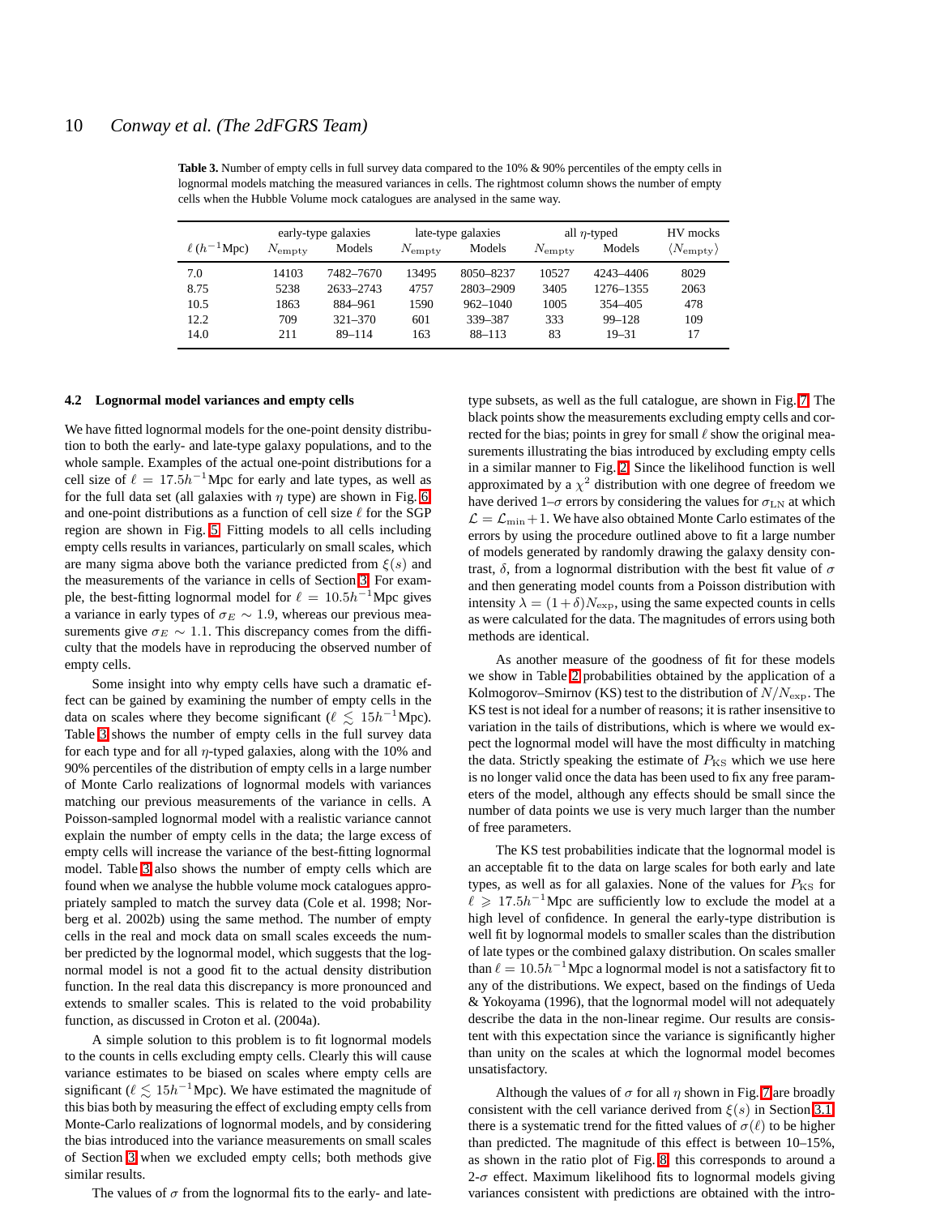**Table 3.** Number of empty cells in full survey data compared to the 10% & 90% percentiles of the empty cells in lognormal models matching the measured variances in cells. The rightmost column shows the number of empty cells when the Hubble Volume mock catalogues are analysed in the same way.

| | early-type galaxies | | late-type galaxies | | all $\eta$-typed | | HV mocks |
|---|---|---|---|---|---|---|---|
| $\ell$ ($h^{-1}$Mpc) | $N_{\rm empty}$ | Models | $N_{\rm empty}$ | Models | $N_{\rm empty}$ | Models | $\langle N_{\rm empty}\rangle$ |
| 7.0 | 14103 | 7482–7670 | 13495 | 8050–8237 | 10527 | 4243–4406 | 8029 |
| 8.75 | 5238 | 2633–2743 | 4757 | 2803–2909 | 3405 | 1276–1355 | 2063 |
| 10.5 | 1863 | 884–961 | 1590 | 962–1040 | 1005 | 354–405 | 478 |
| 12.2 | 709 | 321–370 | 601 | 339–387 | 333 | 99–128 | 109 |
| 14.0 | 211 | 89–114 | 163 | 88–113 | 83 | 19–31 | 17 |

### 4.2 Lognormal model variances and empty cells

We have fitted lognormal models for the one-point density distribution to both the early- and late-type galaxy populations, and to the whole sample. Examples of the actual one-point distributions for a cell size of $\ell = 17.5h^{-1}$Mpc for early and late types, as well as for the full data set (all galaxies with $\eta$ type) are shown in Fig. 6 and one-point distributions as a function of cell size $\ell$ for the SGP region are shown in Fig. 5. Fitting models to all cells including empty cells results in variances, particularly on small scales, which are many sigma above both the variance predicted from $\xi(s)$ and the measurements of the variance in cells of Section 3. For example, the best-fitting lognormal model for $\ell = 10.5h^{-1}$Mpc gives a variance in early types of $\sigma_E \sim 1.9$, whereas our previous measurements give $\sigma_E \sim 1.1$. This discrepancy comes from the difficulty that the models have in reproducing the observed number of empty cells.

Some insight into why empty cells have such a dramatic effect can be gained by examining the number of empty cells in the data on scales where they become significant ($\ell \lesssim 15h^{-1}$Mpc). Table 3 shows the number of empty cells in the full survey data for each type and for all $\eta$-typed galaxies, along with the 10% and 90% percentiles of the distribution of empty cells in a large number of Monte Carlo realizations of lognormal models with variances matching our previous measurements of the variance in cells. A Poisson-sampled lognormal model with a realistic variance cannot explain the number of empty cells in the data; the large excess of empty cells will increase the variance of the best-fitting lognormal model. Table 3 also shows the number of empty cells which are found when we analyse the hubble volume mock catalogues appropriately sampled to match the survey data (Cole et al. 1998; Norberg et al. 2002b) using the same method. The number of empty cells in the real and mock data on small scales exceeds the number predicted by the lognormal model, which suggests that the lognormal model is not a good fit to the actual density distribution function. In the real data this discrepancy is more pronounced and extends to smaller scales. This is related to the void probability function, as discussed in Croton et al. (2004a).

A simple solution to this problem is to fit lognormal models to the counts in cells excluding empty cells. Clearly this will cause variance estimates to be biased on scales where empty cells are significant ($\ell \lesssim 15h^{-1}$Mpc). We have estimated the magnitude of this bias both by measuring the effect of excluding empty cells from Monte-Carlo realizations of lognormal models, and by considering the bias introduced into the variance measurements on small scales of Section 3 when we excluded empty cells; both methods give similar results.

The values of $\sigma$ from the lognormal fits to the early- and late-type subsets, as well as the full catalogue, are shown in Fig. 7. The black points show the measurements excluding empty cells and corrected for the bias; points in grey for small $\ell$ show the original measurements illustrating the bias introduced by excluding empty cells in a similar manner to Fig. 2. Since the likelihood function is well approximated by a $\chi^2$ distribution with one degree of freedom we have derived 1–$\sigma$ errors by considering the values for $\sigma_{\rm LN}$ at which $\mathcal{L} = \mathcal{L}_{\rm min}+1$. We have also obtained Monte Carlo estimates of the errors by using the procedure outlined above to fit a large number of models generated by randomly drawing the galaxy density contrast, $\delta$, from a lognormal distribution with the best fit value of $\sigma$ and then generating model counts from a Poisson distribution with intensity $\lambda = (1+\delta)N_{\rm exp}$, using the same expected counts in cells as were calculated for the data. The magnitudes of errors using both methods are identical.

As another measure of the goodness of fit for these models we show in Table 2 probabilities obtained by the application of a Kolmogorov–Smirnov (KS) test to the distribution of $N/N_{\rm exp}$. The KS test is not ideal for a number of reasons; it is rather insensitive to variation in the tails of distributions, which is where we would expect the lognormal model will have the most difficulty in matching the data. Strictly speaking the estimate of $P_{\rm KS}$ which we use here is no longer valid once the data has been used to fix any free parameters of the model, although any effects should be small since the number of data points we use is very much larger than the number of free parameters.

The KS test probabilities indicate that the lognormal model is an acceptable fit to the data on large scales for both early and late types, as well as for all galaxies. None of the values for $P_{\rm KS}$ for $\ell \geqslant 17.5h^{-1}$Mpc are sufficiently low to exclude the model at a high level of confidence. In general the early-type distribution is well fit by lognormal models to smaller scales than the distribution of late types or the combined galaxy distribution. On scales smaller than $\ell = 10.5h^{-1}$Mpc a lognormal model is not a satisfactory fit to any of the distributions. We expect, based on the findings of Ueda & Yokoyama (1996), that the lognormal model will not adequately describe the data in the non-linear regime. Our results are consistent with this expectation since the variance is significantly higher than unity on the scales at which the lognormal model becomes unsatisfactory.

Although the values of $\sigma$ for all $\eta$ shown in Fig. 7 are broadly consistent with the cell variance derived from $\xi(s)$ in Section 3.1 there is a systematic trend for the fitted values of $\sigma(\ell)$ to be higher than predicted. The magnitude of this effect is between 10–15%, as shown in the ratio plot of Fig. 8; this corresponds to around a 2-$\sigma$ effect. Maximum likelihood fits to lognormal models giving variances consistent with predictions are obtained with the intro-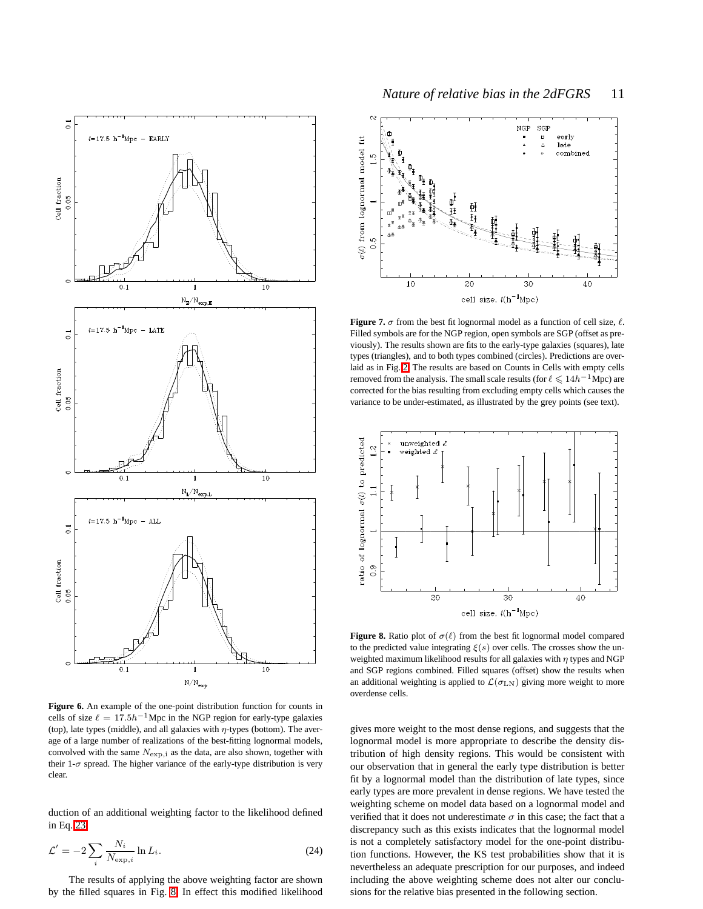**Figure 6.** An example of the one-point distribution function for counts in cells of size $\ell = 17.5h^{-1}$Mpc in the NGP region for early-type galaxies (top), late types (middle), and all galaxies with $\eta$-types (bottom). The average of a large number of realizations of the best-fitting lognormal models, convolved with the same $N_{\rm exp,i}$ as the data, are also shown, together with their 1-$\sigma$ spread. The higher variance of the early-type distribution is very clear.

duction of an additional weighting factor to the likelihood defined in Eq. 23

$$\mathcal{L}' = -2\sum_i \frac{N_i}{N_{\rm exp,\mathit{i}}} \ln L_i. \tag{24}$$

The results of applying the above weighting factor are shown by the filled squares in Fig. 8. In effect this modified likelihood gives more weight to the most dense regions, and suggests that the lognormal model is more appropriate to describe the density distribution of high density regions. This would be consistent with our observation that in general the early type distribution is better fit by a lognormal model than the distribution of late types, since early types are more prevalent in dense regions. We have tested the weighting scheme on model data based on a lognormal model and verified that it does not underestimate $\sigma$ in this case; the fact that a discrepancy such as this exists indicates that the lognormal model is not a completely satisfactory model for the one-point distribution functions. However, the KS test probabilities show that it is nevertheless an adequate prescription for our purposes, and indeed including the above weighting scheme does not alter our conclusions for the relative bias presented in the following section.

**Figure 7.** $\sigma$ from the best fit lognormal model as a function of cell size, $\ell$. Filled symbols are for the NGP region, open symbols are SGP (offset as previously). The results shown are fits to the early-type galaxies (squares), late types (triangles), and to both types combined (circles). Predictions are overlaid as in Fig. 2. The results are based on Counts in Cells with empty cells removed from the analysis. The small scale results (for $\ell \leqslant 14h^{-1}$Mpc) are corrected for the bias resulting from excluding empty cells which causes the variance to be under-estimated, as illustrated by the grey points (see text).

**Figure 8.** Ratio plot of $\sigma(\ell)$ from the best fit lognormal model compared to the predicted value integrating $\xi(s)$ over cells. The crosses show the unweighted maximum likelihood results for all galaxies with $\eta$ types and NGP and SGP regions combined. Filled squares (offset) show the results when an additional weighting is applied to $\mathcal{L}(\sigma_{\rm LN})$ giving more weight to more overdense cells.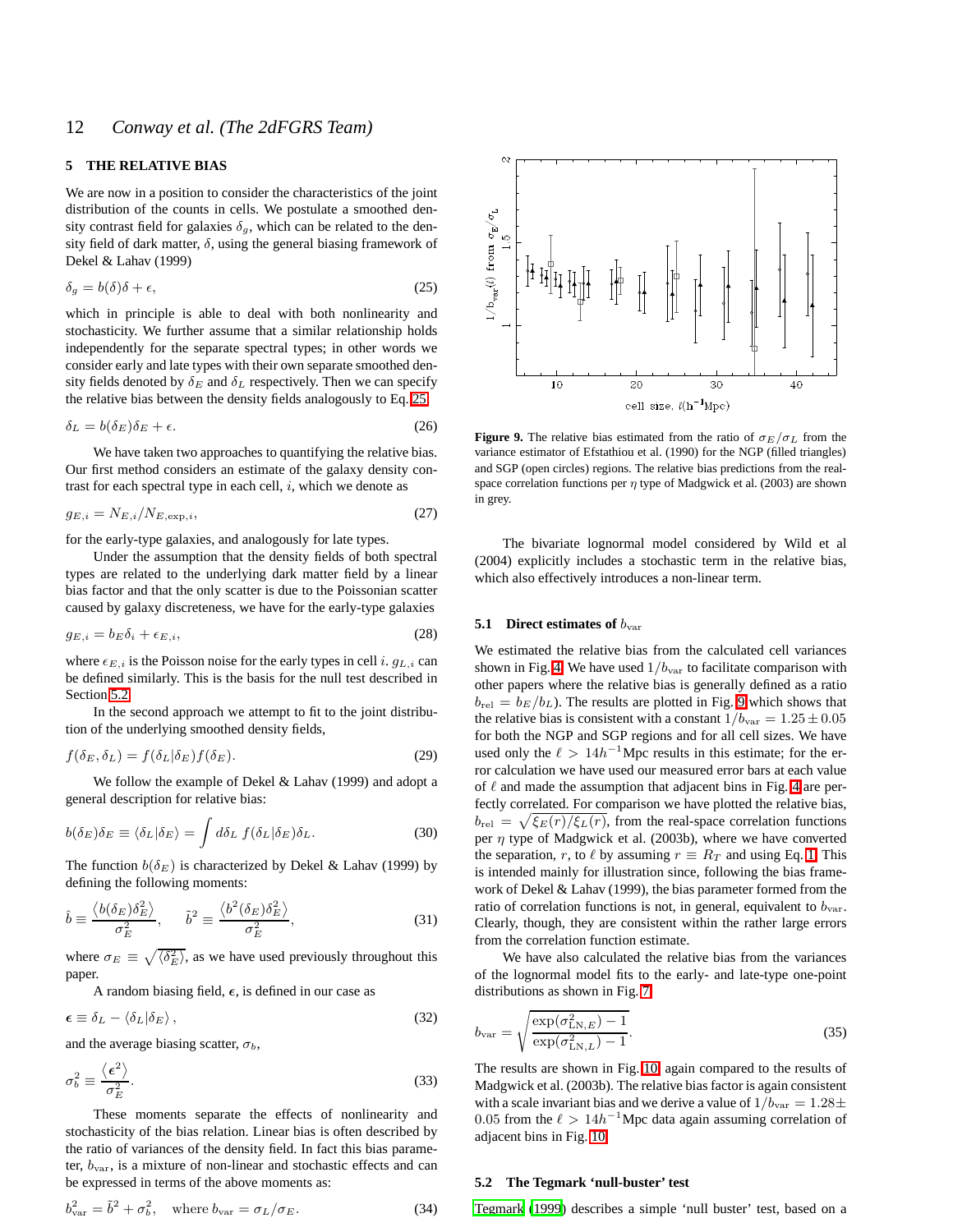## 5 THE RELATIVE BIAS

We are now in a position to consider the characteristics of the joint distribution of the counts in cells. We postulate a smoothed density contrast field for galaxies $\delta_g$, which can be related to the density field of dark matter, $\delta$, using the general biasing framework of Dekel & Lahav (1999)

$$\delta_g = b(\delta)\delta + \epsilon, \tag{25}$$

which in principle is able to deal with both nonlinearity and stochasticity. We further assume that a similar relationship holds independently for the separate spectral types; in other words we consider early and late types with their own separate smoothed density fields denoted by $\delta_E$ and $\delta_L$ respectively. Then we can specify the relative bias between the density fields analogously to Eq. 25

$$\delta_L = b(\delta_E)\delta_E + \epsilon. \tag{26}$$

We have taken two approaches to quantifying the relative bias. Our first method considers an estimate of the galaxy density contrast for each spectral type in each cell, $i$, which we denote as

$$g_{E,i} = N_{E,i}/N_{E,\exp,i}, \tag{27}$$

for the early-type galaxies, and analogously for late types.

Under the assumption that the density fields of both spectral types are related to the underlying dark matter field by a linear bias factor and that the only scatter is due to the Poissonian scatter caused by galaxy discreteness, we have for the early-type galaxies

$$g_{E,i} = b_E\delta_i + \epsilon_{E,i}, \tag{28}$$

where $\epsilon_{E,i}$ is the Poisson noise for the early types in cell $i$. $g_{L,i}$ can be defined similarly. This is the basis for the null test described in Section 5.2.

In the second approach we attempt to fit to the joint distribution of the underlying smoothed density fields,

$$f(\delta_E, \delta_L) = f(\delta_L|\delta_E)f(\delta_E). \tag{29}$$

We follow the example of Dekel & Lahav (1999) and adopt a general description for relative bias:

$$b(\delta_E)\delta_E \equiv \langle\delta_L|\delta_E\rangle = \int d\delta_L\, f(\delta_L|\delta_E)\delta_L. \tag{30}$$

The function $b(\delta_E)$ is characterized by Dekel & Lahav (1999) by defining the following moments:

$$\hat{b} \equiv \frac{\langle b(\delta_E)\delta_E^2\rangle}{\sigma_E^2}, \qquad \tilde{b}^2 \equiv \frac{\langle b^2(\delta_E)\delta_E^2\rangle}{\sigma_E^2}, \tag{31}$$

where $\sigma_E \equiv \sqrt{\langle\delta_E^2\rangle}$, as we have used previously throughout this paper.

A random biasing field, $\epsilon$, is defined in our case as

$$\epsilon \equiv \delta_L - \langle\delta_L|\delta_E\rangle, \tag{32}$$

and the average biasing scatter, $\sigma_b$,

$$\sigma_b^2 \equiv \frac{\langle\epsilon^2\rangle}{\sigma_E^2}. \tag{33}$$

These moments separate the effects of nonlinearity and stochasticity of the bias relation. Linear bias is often described by the ratio of variances of the density field. In fact this bias parameter, $b_{\rm var}$, is a mixture of non-linear and stochastic effects and can be expressed in terms of the above moments as:

$$b_{\rm var}^2 = \tilde{b}^2 + \sigma_b^2, \quad \text{where } b_{\rm var} = \sigma_L/\sigma_E. \tag{34}$$

**Figure 9.** The relative bias estimated from the ratio of $\sigma_E/\sigma_L$ from the variance estimator of Efstathiou et al. (1990) for the NGP (filled triangles) and SGP (open circles) regions. The relative bias predictions from the real-space correlation functions per $\eta$ type of Madgwick et al. (2003) are shown in grey.

The bivariate lognormal model considered by Wild et al (2004) explicitly includes a stochastic term in the relative bias, which also effectively introduces a non-linear term.

### 5.1 Direct estimates of $b_{\rm var}$

We estimated the relative bias from the calculated cell variances shown in Fig. 4. We have used $1/b_{\rm var}$ to facilitate comparison with other papers where the relative bias is generally defined as a ratio $b_{\rm rel} = b_E/b_L$). The results are plotted in Fig. 9 which shows that the relative bias is consistent with a constant $1/b_{\rm var} = 1.25 \pm 0.05$ for both the NGP and SGP regions and for all cell sizes. We have used only the $\ell > 14h^{-1}$Mpc results in this estimate; for the error calculation we have used our measured error bars at each value of $\ell$ and made the assumption that adjacent bins in Fig. 4 are perfectly correlated. For comparison we have plotted the relative bias, $b_{\rm rel} = \sqrt{\xi_E(r)/\xi_L(r)}$, from the real-space correlation functions per $\eta$ type of Madgwick et al. (2003b), where we have converted the separation, $r$, to $\ell$ by assuming $r \equiv R_T$ and using Eq. 1. This is intended mainly for illustration since, following the bias framework of Dekel & Lahav (1999), the bias parameter formed from the ratio of correlation functions is not, in general, equivalent to $b_{\rm var}$. Clearly, though, they are consistent within the rather large errors from the correlation function estimate.

We have also calculated the relative bias from the variances of the lognormal model fits to the early- and late-type one-point distributions as shown in Fig. 7

$$b_{\rm var} = \sqrt{\frac{\exp(\sigma_{{\rm LN},E}^2) - 1}{\exp(\sigma_{{\rm LN},L}^2) - 1}}. \tag{35}$$

The results are shown in Fig. 10 again compared to the results of Madgwick et al. (2003b). The relative bias factor is again consistent with a scale invariant bias and we derive a value of $1/b_{\rm var} = 1.28 \pm 0.05$ from the $\ell > 14h^{-1}$Mpc data again assuming correlation of adjacent bins in Fig. 10.

### 5.2 The Tegmark 'null-buster' test

Tegmark (1999) describes a simple 'null buster' test, based on a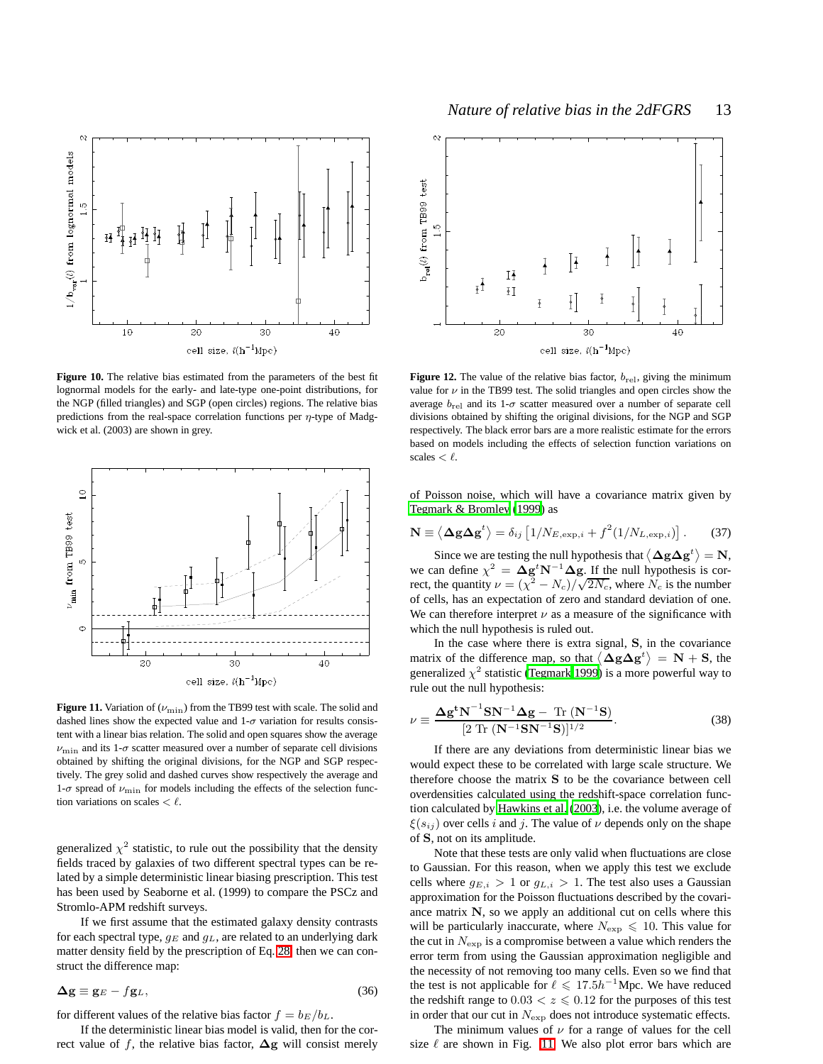**Figure 10.** The relative bias estimated from the parameters of the best fit lognormal models for the early- and late-type one-point distributions, for the NGP (filled triangles) and SGP (open circles) regions. The relative bias predictions from the real-space correlation functions per $\eta$-type of Madgwick et al. (2003) are shown in grey.

**Figure 11.** Variation of ($\nu_{\rm min}$) from the TB99 test with scale. The solid and dashed lines show the expected value and 1-$\sigma$ variation for results consistent with a linear bias relation. The solid and open squares show the average $\nu_{\rm min}$ and its 1-$\sigma$ scatter measured over a number of separate cell divisions obtained by shifting the original divisions, for the NGP and SGP respectively. The grey solid and dashed curves show respectively the average and 1-$\sigma$ spread of $\nu_{\rm min}$ for models including the effects of the selection function variations on scales $< \ell$.

generalized $\chi^2$ statistic, to rule out the possibility that the density fields traced by galaxies of two different spectral types can be related by a simple deterministic linear biasing prescription. This test has been used by Seaborne et al. (1999) to compare the PSCz and Stromlo-APM redshift surveys.

If we first assume that the estimated galaxy density contrasts for each spectral type, $g_E$ and $g_L$, are related to an underlying dark matter density field by the prescription of Eq. 28, then we can construct the difference map:

$$\mathbf{\Delta g} \equiv \mathbf{g}_E - f\mathbf{g}_L, \tag{36}$$

for different values of the relative bias factor $f = b_E/b_L$.

If the deterministic linear bias model is valid, then for the correct value of $f$, the relative bias factor, $\mathbf{\Delta g}$ will consist merely of Poisson noise, which will have a covariance matrix given by Tegmark & Bromley (1999) as

$$\mathbf{N} \equiv \left\langle \mathbf{\Delta g \Delta g}^t \right\rangle = \delta_{ij}\left[1/N_{E,{\rm exp},i} + f^2(1/N_{L,{\rm exp},i})\right]. \tag{37}$$

Since we are testing the null hypothesis that $\left\langle \mathbf{\Delta g \Delta g}^t \right\rangle = \mathbf{N}$, we can define $\chi^2 = \mathbf{\Delta g}^t\mathbf{N}^{-1}\mathbf{\Delta g}$. If the null hypothesis is correct, the quantity $\nu = (\chi^2 - N_c)/\sqrt{2N_c}$, where $N_c$ is the number of cells, has an expectation of zero and standard deviation of one. We can therefore interpret $\nu$ as a measure of the significance with which the null hypothesis is ruled out.

In the case where there is extra signal, $\mathbf{S}$, in the covariance matrix of the difference map, so that $\left\langle \mathbf{\Delta g \Delta g}^t \right\rangle = \mathbf{N} + \mathbf{S}$, the generalized $\chi^2$ statistic (Tegmark 1999) is a more powerful way to rule out the null hypothesis:

$$\nu \equiv \frac{\mathbf{\Delta g^t N^{-1} S N^{-1} \Delta g} - \ {\rm Tr}\ (\mathbf{N^{-1}S})}{[2\ {\rm Tr}\ (\mathbf{N^{-1}SN^{-1}S})]^{1/2}}. \tag{38}$$

If there are any deviations from deterministic linear bias we would expect these to be correlated with large scale structure. We therefore choose the matrix $\mathbf{S}$ to be the covariance between cell overdensities calculated using the redshift-space correlation function calculated by Hawkins et al. (2003), i.e. the volume average of $\xi(s_{ij})$ over cells $i$ and $j$. The value of $\nu$ depends only on the shape of $\mathbf{S}$, not on its amplitude.

Note that these tests are only valid when fluctuations are close to Gaussian. For this reason, when we apply this test we exclude cells where $g_{E,i} > 1$ or $g_{L,i} > 1$. The test also uses a Gaussian approximation for the Poisson fluctuations described by the covariance matrix $\mathbf{N}$, so we apply an additional cut on cells where this will be particularly inaccurate, where $N_{\rm exp} \leqslant 10$. This value for the cut in $N_{\rm exp}$ is a compromise between a value which renders the error term from using the Gaussian approximation negligible and the necessity of not removing too many cells. Even so we find that the test is not applicable for $\ell \leqslant 17.5h^{-1}$Mpc. We have reduced the redshift range to $0.03 < z \leqslant 0.12$ for the purposes of this test in order that our cut in $N_{\rm exp}$ does not introduce systematic effects.

The minimum values of $\nu$ for a range of values for the cell size $\ell$ are shown in Fig. 11. We also plot error bars which are

**Figure 12.** The value of the relative bias factor, $b_{\rm rel}$, giving the minimum value for $\nu$ in the TB99 test. The solid triangles and open circles show the average $b_{\rm rel}$ and its 1-$\sigma$ scatter measured over a number of separate cell divisions obtained by shifting the original divisions, for the NGP and SGP respectively. The black error bars are a more realistic estimate for the errors based on models including the effects of selection function variations on scales $< \ell$.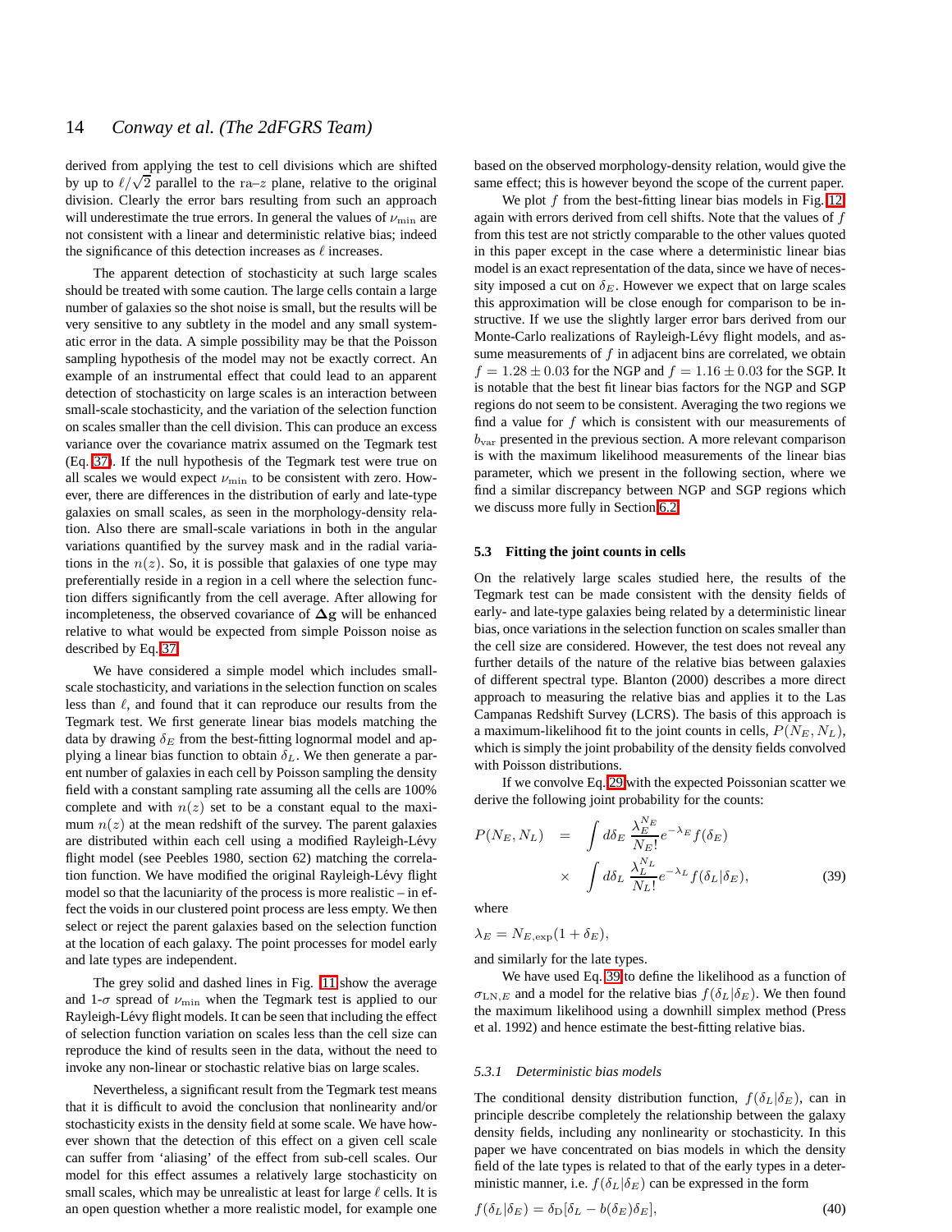derived from applying the test to cell divisions which are shifted by up to $\ell/\sqrt{2}$ parallel to the ra–$z$ plane, relative to the original division. Clearly the error bars resulting from such an approach will underestimate the true errors. In general the values of $\nu_{\rm min}$ are not consistent with a linear and deterministic relative bias; indeed the significance of this detection increases as $\ell$ increases.

The apparent detection of stochasticity at such large scales should be treated with some caution. The large cells contain a large number of galaxies so the shot noise is small, but the results will be very sensitive to any subtlety in the model and any small systematic error in the data. A simple possibility may be that the Poisson sampling hypothesis of the model may not be exactly correct. An example of an instrumental effect that could lead to an apparent detection of stochasticity on large scales is an interaction between small-scale stochasticity, and the variation of the selection function on scales smaller than the cell division. This can produce an excess variance over the covariance matrix assumed on the Tegmark test (Eq. 37). If the null hypothesis of the Tegmark test were true on all scales we would expect $\nu_{\rm min}$ to be consistent with zero. However, there are differences in the distribution of early and late-type galaxies on small scales, as seen in the morphology-density relation. Also there are small-scale variations in both in the angular variations quantified by the survey mask and in the radial variations in the $n(z)$. So, it is possible that galaxies of one type may preferentially reside in a region in a cell where the selection function differs significantly from the cell average. After allowing for incompleteness, the observed covariance of $\mathbf{\Delta g}$ will be enhanced relative to what would be expected from simple Poisson noise as described by Eq. 37.

We have considered a simple model which includes small-scale stochasticity, and variations in the selection function on scales less than $\ell$, and found that it can reproduce our results from the Tegmark test. We first generate linear bias models matching the data by drawing $\delta_E$ from the best-fitting lognormal model and applying a linear bias function to obtain $\delta_L$. We then generate a parent number of galaxies in each cell by Poisson sampling the density field with a constant sampling rate assuming all the cells are 100% complete and with $n(z)$ set to be a constant equal to the maximum $n(z)$ at the mean redshift of the survey. The parent galaxies are distributed within each cell using a modified Rayleigh-Lévy flight model (see Peebles 1980, section 62) matching the correlation function. We have modified the original Rayleigh-Lévy flight model so that the lacuniarity of the process is more realistic – in effect the voids in our clustered point process are less empty. We then select or reject the parent galaxies based on the selection function at the location of each galaxy. The point processes for model early and late types are independent.

The grey solid and dashed lines in Fig. 11 show the average and 1-$\sigma$ spread of $\nu_{\rm min}$ when the Tegmark test is applied to our Rayleigh-Lévy flight models. It can be seen that including the effect of selection function variation on scales less than the cell size can reproduce the kind of results seen in the data, without the need to invoke any non-linear or stochastic relative bias on large scales.

Nevertheless, a significant result from the Tegmark test means that it is difficult to avoid the conclusion that nonlinearity and/or stochasticity exists in the density field at some scale. We have however shown that the detection of this effect on a given cell scale can suffer from 'aliasing' of the effect from sub-cell scales. Our model for this effect assumes a relatively large stochasticity on small scales, which may be unrealistic at least for large $\ell$ cells. It is an open question whether a more realistic model, for example one based on the observed morphology-density relation, would give the same effect; this is however beyond the scope of the current paper.

We plot $f$ from the best-fitting linear bias models in Fig. 12, again with errors derived from cell shifts. Note that the values of $f$ from this test are not strictly comparable to the other values quoted in this paper except in the case where a deterministic linear bias model is an exact representation of the data, since we have of necessity imposed a cut on $\delta_E$. However we expect that on large scales this approximation will be close enough for comparison to be instructive. If we use the slightly larger error bars derived from our Monte-Carlo realizations of Rayleigh-Lévy flight models, and assume measurements of $f$ in adjacent bins are correlated, we obtain $f = 1.28 \pm 0.03$ for the NGP and $f = 1.16 \pm 0.03$ for the SGP. It is notable that the best fit linear bias factors for the NGP and SGP regions do not seem to be consistent. Averaging the two regions we find a value for $f$ which is consistent with our measurements of $b_{\rm var}$ presented in the previous section. A more relevant comparison is with the maximum likelihood measurements of the linear bias parameter, which we present in the following section, where we find a similar discrepancy between NGP and SGP regions which we discuss more fully in Section 6.2.

### 5.3 Fitting the joint counts in cells

On the relatively large scales studied here, the results of the Tegmark test can be made consistent with the density fields of early- and late-type galaxies being related by a deterministic linear bias, once variations in the selection function on scales smaller than the cell size are considered. However, the test does not reveal any further details of the nature of the relative bias between galaxies of different spectral type. Blanton (2000) describes a more direct approach to measuring the relative bias and applies it to the Las Campanas Redshift Survey (LCRS). The basis of this approach is a maximum-likelihood fit to the joint counts in cells, $P(N_E, N_L)$, which is simply the joint probability of the density fields convolved with Poisson distributions.

If we convolve Eq. 29 with the expected Poissonian scatter we derive the following joint probability for the counts:

$$P(N_E, N_L) = \int d\delta_E \, \frac{\lambda_E^{N_E}}{N_E!} e^{-\lambda_E} f(\delta_E) \times \int d\delta_L \, \frac{\lambda_L^{N_L}}{N_L!} e^{-\lambda_L} f(\delta_L|\delta_E), \tag{39}$$

where

$$\lambda_E = N_{E,\rm exp}(1 + \delta_E),$$

and similarly for the late types.

We have used Eq. 39 to define the likelihood as a function of $\sigma_{{\rm LN},E}$ and a model for the relative bias $f(\delta_L|\delta_E)$. We then found the maximum likelihood using a downhill simplex method (Press et al. 1992) and hence estimate the best-fitting relative bias.

#### 5.3.1 *Deterministic bias models*

The conditional density distribution function, $f(\delta_L|\delta_E)$, can in principle describe completely the relationship between the galaxy density fields, including any nonlinearity or stochasticity. In this paper we have concentrated on bias models in which the density field of the late types is related to that of the early types in a deterministic manner, i.e. $f(\delta_L|\delta_E)$ can be expressed in the form

$$f(\delta_L|\delta_E) = \delta_{\rm D}[\delta_L - b(\delta_E)\delta_E], \tag{40}$$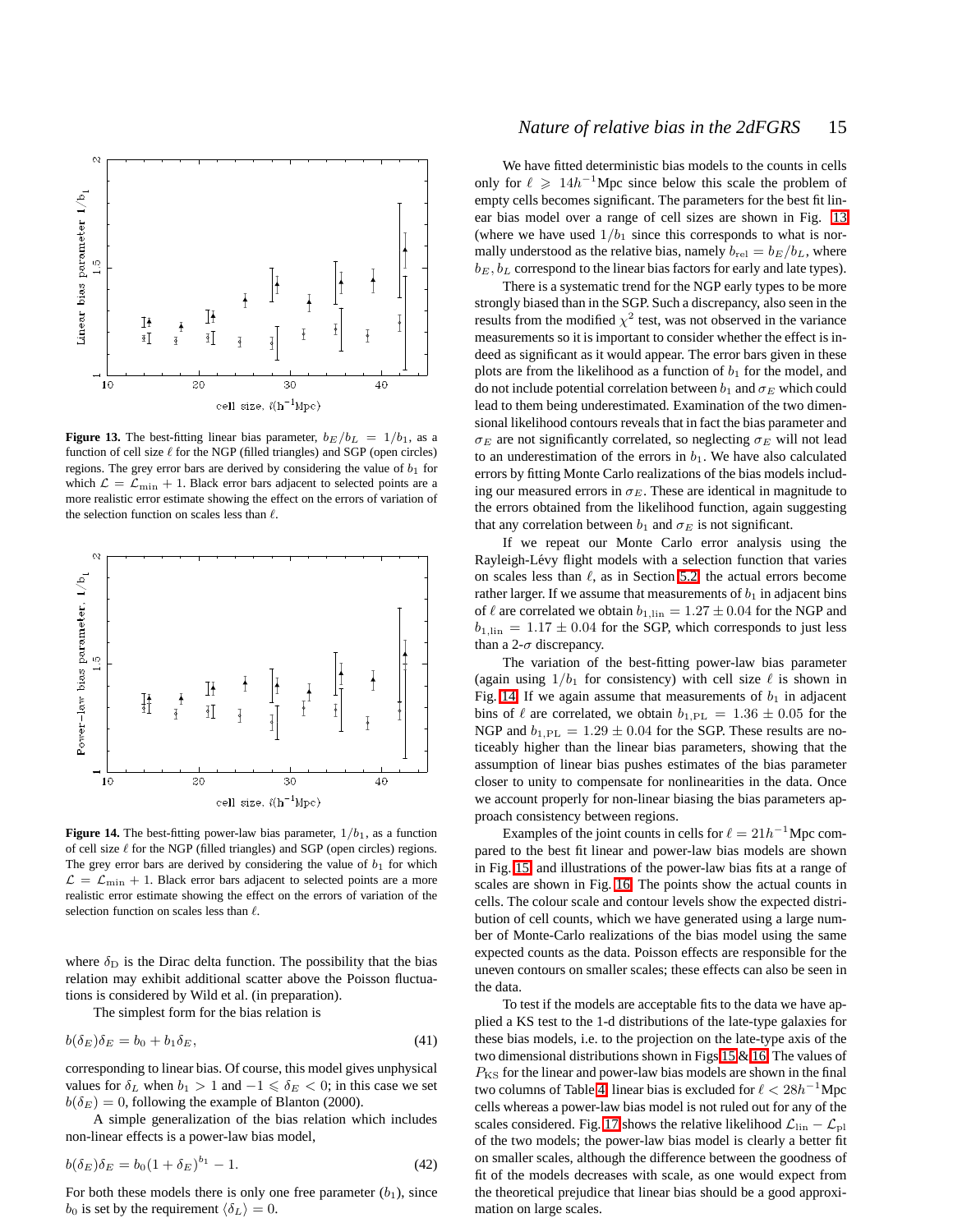**Figure 13.** The best-fitting linear bias parameter, $b_E/b_L = 1/b_1$, as a function of cell size $\ell$ for the NGP (filled triangles) and SGP (open circles) regions. The grey error bars are derived by considering the value of $b_1$ for which $\mathcal{L} = \mathcal{L}_{\min} + 1$. Black error bars adjacent to selected points are a more realistic error estimate showing the effect on the errors of variation of the selection function on scales less than $\ell$.

**Figure 14.** The best-fitting power-law bias parameter, $1/b_1$, as a function of cell size $\ell$ for the NGP (filled triangles) and SGP (open circles) regions. The grey error bars are derived by considering the value of $b_1$ for which $\mathcal{L} = \mathcal{L}_{\min} + 1$. Black error bars adjacent to selected points are a more realistic error estimate showing the effect on the errors of variation of the selection function on scales less than $\ell$.

where $\delta_{\rm D}$ is the Dirac delta function. The possibility that the bias relation may exhibit additional scatter above the Poisson fluctuations is considered by Wild et al. (in preparation).

The simplest form for the bias relation is

$$b(\delta_E)\delta_E = b_0 + b_1\delta_E, \tag{41}$$

corresponding to linear bias. Of course, this model gives unphysical values for $\delta_L$ when $b_1 > 1$ and $-1 \leqslant \delta_E < 0$; in this case we set $b(\delta_E) = 0$, following the example of Blanton (2000).

A simple generalization of the bias relation which includes non-linear effects is a power-law bias model,

$$b(\delta_E)\delta_E = b_0(1 + \delta_E)^{b_1} - 1. \tag{42}$$

For both these models there is only one free parameter ($b_1$), since $b_0$ is set by the requirement $\langle\delta_L\rangle = 0$.

We have fitted deterministic bias models to the counts in cells only for $\ell \geqslant 14h^{-1}$Mpc since below this scale the problem of empty cells becomes significant. The parameters for the best fit linear bias model over a range of cell sizes are shown in Fig. 13 (where we have used $1/b_1$ since this corresponds to what is normally understood as the relative bias, namely $b_{\rm rel} = b_E/b_L$, where $b_E, b_L$ correspond to the linear bias factors for early and late types).

There is a systematic trend for the NGP early types to be more strongly biased than in the SGP. Such a discrepancy, also seen in the results from the modified $\chi^2$ test, was not observed in the variance measurements so it is important to consider whether the effect is indeed as significant as it would appear. The error bars given in these plots are from the likelihood as a function of $b_1$ for the model, and do not include potential correlation between $b_1$ and $\sigma_E$ which could lead to them being underestimated. Examination of the two dimensional likelihood contours reveals that in fact the bias parameter and $\sigma_E$ are not significantly correlated, so neglecting $\sigma_E$ will not lead to an underestimation of the errors in $b_1$. We have also calculated errors by fitting Monte Carlo realizations of the bias models including our measured errors in $\sigma_E$. These are identical in magnitude to the errors obtained from the likelihood function, again suggesting that any correlation between $b_1$ and $\sigma_E$ is not significant.

If we repeat our Monte Carlo error analysis using the Rayleigh-Lévy flight models with a selection function that varies on scales less than $\ell$, as in Section 5.2, the actual errors become rather larger. If we assume that measurements of $b_1$ in adjacent bins of $\ell$ are correlated we obtain $b_{1,\rm lin} = 1.27 \pm 0.04$ for the NGP and $b_{1,\rm lin} = 1.17 \pm 0.04$ for the SGP, which corresponds to just less than a 2-$\sigma$ discrepancy.

The variation of the best-fitting power-law bias parameter (again using $1/b_1$ for consistency) with cell size $\ell$ is shown in Fig. 14. If we again assume that measurements of $b_1$ in adjacent bins of $\ell$ are correlated, we obtain $b_{1,\rm PL} = 1.36 \pm 0.05$ for the NGP and $b_{1,\rm PL} = 1.29 \pm 0.04$ for the SGP. These results are noticeably higher than the linear bias parameters, showing that the assumption of linear bias pushes estimates of the bias parameter closer to unity to compensate for nonlinearities in the data. Once we account properly for non-linear biasing the bias parameters approach consistency between regions.

Examples of the joint counts in cells for $\ell = 21h^{-1}$Mpc compared to the best fit linear and power-law bias models are shown in Fig. 15 and illustrations of the power-law bias fits at a range of scales are shown in Fig. 16. The points show the actual counts in cells. The colour scale and contour levels show the expected distribution of cell counts, which we have generated using a large number of Monte-Carlo realizations of the bias model using the same expected counts as the data. Poisson effects are responsible for the uneven contours on smaller scales; these effects can also be seen in the data.

To test if the models are acceptable fits to the data we have applied a KS test to the 1-d distributions of the late-type galaxies for these bias models, i.e. to the projection on the late-type axis of the two dimensional distributions shown in Figs 15 & 16. The values of $P_{\rm KS}$ for the linear and power-law bias models are shown in the final two columns of Table 4: linear bias is excluded for $\ell < 28h^{-1}$Mpc cells whereas a power-law bias model is not ruled out for any of the scales considered. Fig. 17 shows the relative likelihood $\mathcal{L}_{\rm lin} - \mathcal{L}_{\rm pl}$ of the two models; the power-law bias model is clearly a better fit on smaller scales, although the difference between the goodness of fit of the models decreases with scale, as one would expect from the theoretical prejudice that linear bias should be a good approximation on large scales.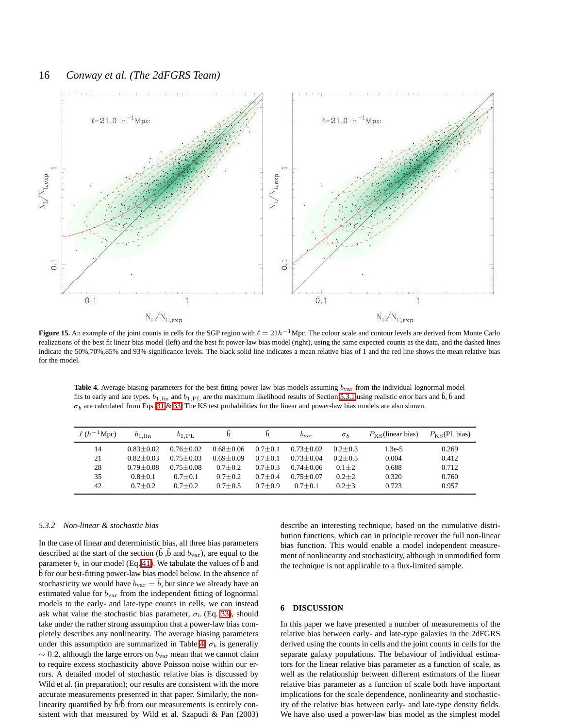**Figure 15.** An example of the joint counts in cells for the SGP region with $\ell = 21h^{-1}$Mpc. The colour scale and contour levels are derived from Monte Carlo realizations of the best fit linear bias model (left) and the best fit power-law bias model (right), using the same expected counts as the data, and the dashed lines indicate the 50%,70%,85% and 93% significance levels. The black solid line indicates a mean relative bias of 1 and the red line shows the mean relative bias for the model.

**Table 4.** Average biasing parameters for the best-fitting power-law bias models assuming $b_{\rm var}$ from the individual lognormal model fits to early and late types. $b_{1,\rm lin}$ and $b_{1,\rm PL}$ are the maximum likelihood results of Section 5.3.1 using realistic error bars and $\hat{b}$, $\tilde{b}$ and $\sigma_b$ are calculated from Eqs. 31 & 33. The KS test probabilities for the linear and power-law bias models are also shown.

| $\ell$ ($h^{-1}$Mpc) | $b_{1,\rm lin}$ | $b_{1,\rm PL}$ | $\hat{b}$ | $\tilde{b}$ | $b_{\rm var}$ | $\sigma_b$ | $P_{\rm KS}$(linear bias) | $P_{\rm KS}$(PL bias) |
|---|---|---|---|---|---|---|---|---|
| 14 | 0.83±0.02 | 0.76±0.02 | 0.68±0.06 | 0.7±0.1 | 0.73±0.02 | 0.2±0.3 | 1.3e-5 | 0.269 |
| 21 | 0.82±0.03 | 0.75±0.03 | 0.69±0.09 | 0.7±0.1 | 0.73±0.04 | 0.2±0.5 | 0.004 | 0.412 |
| 28 | 0.79±0.08 | 0.75±0.08 | 0.7±0.2 | 0.7±0.3 | 0.74±0.06 | 0.1±2 | 0.688 | 0.712 |
| 35 | 0.8±0.1 | 0.7±0.1 | 0.7±0.2 | 0.7±0.4 | 0.75±0.07 | 0.2±2 | 0.320 | 0.760 |
| 42 | 0.7±0.2 | 0.7±0.2 | 0.7±0.5 | 0.7±0.9 | 0.7±0.1 | 0.2±3 | 0.723 | 0.957 |

### 5.3.2 *Non-linear & stochastic bias*

In the case of linear and deterministic bias, all three bias parameters described at the start of the section ($\hat{b}$ ,$\tilde{b}$ and $b_{\rm var}$), are equal to the parameter $b_1$ in our model (Eq. 41). We tabulate the values of $\hat{b}$ and $\tilde{b}$ for our best-fitting power-law bias model below. In the absence of stochasticity we would have $b_{\rm var} = \tilde{b}$, but since we already have an estimated value for $b_{\rm var}$ from the independent fitting of lognormal models to the early- and late-type counts in cells, we can instead ask what value the stochastic bias parameter, $\sigma_b$ (Eq. 33), should take under the rather strong assumption that a power-law bias completely describes any nonlinearity. The average biasing parameters under this assumption are summarized in Table 4. $\sigma_b$ is generally $\sim 0.2$, although the large errors on $b_{\rm var}$ mean that we cannot claim to require excess stochasticity above Poisson noise within our errors. A detailed model of stochastic relative bias is discussed by Wild et al. (in preparation); our results are consistent with the more accurate measurements presented in that paper. Similarly, the nonlinearity quantified by $\tilde{b}/\hat{b}$ from our measurements is entirely consistent with that measured by Wild et al. Szapudi & Pan (2003) describe an interesting technique, based on the cumulative distribution functions, which can in principle recover the full non-linear bias function. This would enable a model independent measurement of nonlinearity and stochasticity, although in unmodified form the technique is not applicable to a flux-limited sample.

## 6 DISCUSSION

In this paper we have presented a number of measurements of the relative bias between early- and late-type galaxies in the 2dFGRS derived using the counts in cells and the joint counts in cells for the separate galaxy populations. The behaviour of individual estimators for the linear relative bias parameter as a function of scale, as well as the relationship between different estimators of the linear relative bias parameter as a function of scale both have important implications for the scale dependence, nonlinearity and stochasticity of the relative bias between early- and late-type density fields. We have also used a power-law bias model as the simplest model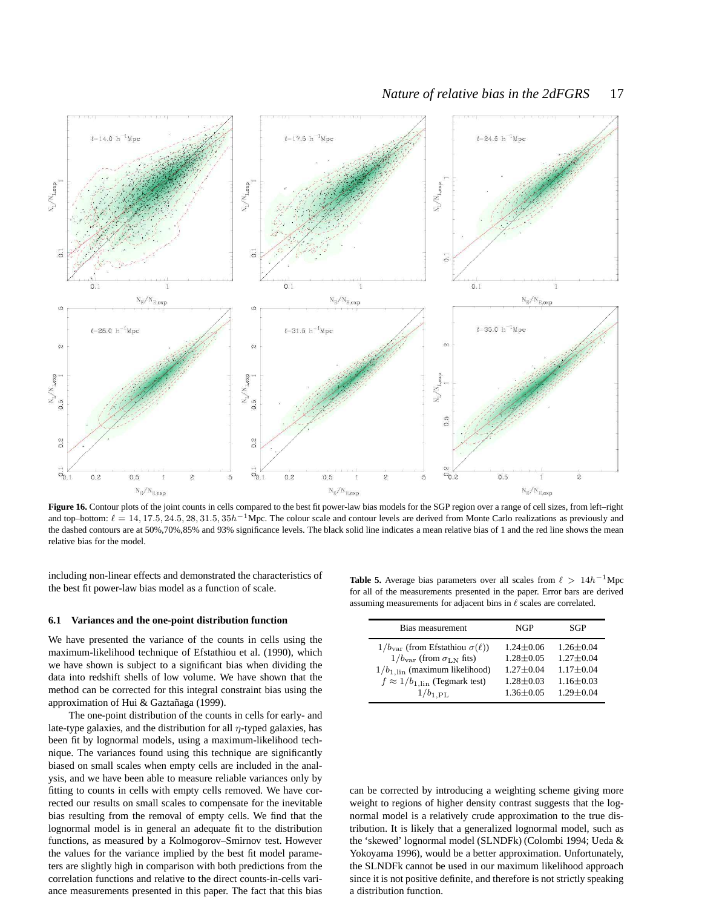**Figure 16.** Contour plots of the joint counts in cells compared to the best fit power-law bias models for the SGP region over a range of cell sizes, from left–right and top–bottom: $\ell = 14, 17.5, 24.5, 28, 31.5, 35h^{-1}$Mpc. The colour scale and contour levels are derived from Monte Carlo realizations as previously and the dashed contours are at 50%,70%,85% and 93% significance levels. The black solid line indicates a mean relative bias of 1 and the red line shows the mean relative bias for the model.

including non-linear effects and demonstrated the characteristics of the best fit power-law bias model as a function of scale.

### 6.1 Variances and the one-point distribution function

We have presented the variance of the counts in cells using the maximum-likelihood technique of Efstathiou et al. (1990), which we have shown is subject to a significant bias when dividing the data into redshift shells of low volume. We have shown that the method can be corrected for this integral constraint bias using the approximation of Hui & Gaztañaga (1999).

The one-point distribution of the counts in cells for early- and late-type galaxies, and the distribution for all $\eta$-typed galaxies, has been fit by lognormal models, using a maximum-likelihood technique. The variances found using this technique are significantly biased on small scales when empty cells are included in the analysis, and we have been able to measure reliable variances only by fitting to counts in cells with empty cells removed. We have corrected our results on small scales to compensate for the inevitable bias resulting from the removal of empty cells. We find that the lognormal model is in general an adequate fit to the distribution functions, as measured by a Kolmogorov–Smirnov test. However the values for the variance implied by the best fit model parameters are slightly high in comparison with both predictions from the correlation functions and relative to the direct counts-in-cells variance measurements presented in this paper. The fact that this bias can be corrected by introducing a weighting scheme giving more weight to regions of higher density contrast suggests that the lognormal model is a relatively crude approximation to the true distribution. It is likely that a generalized lognormal model, such as the 'skewed' lognormal model (SLNDFk) (Colombi 1994; Ueda & Yokoyama 1996), would be a better approximation. Unfortunately, the SLNDFk cannot be used in our maximum likelihood approach since it is not positive definite, and therefore is not strictly speaking a distribution function.

**Table 5.** Average bias parameters over all scales from $\ell > 14h^{-1}$Mpc for all of the measurements presented in the paper. Error bars are derived assuming measurements for adjacent bins in $\ell$ scales are correlated.

| Bias measurement | NGP | SGP |
|---|---|---|
| $1/b_{\rm var}$ (from Efstathiou $\sigma(\ell)$) | 1.24±0.06 | 1.26±0.04 |
| $1/b_{\rm var}$ (from $\sigma_{\rm LN}$ fits) | 1.28±0.05 | 1.27±0.04 |
| $1/b_{1,\rm lin}$ (maximum likelihood) | 1.27±0.04 | 1.17±0.04 |
| $f \approx 1/b_{1,\rm lin}$ (Tegmark test) | 1.28±0.03 | 1.16±0.03 |
| $1/b_{1,\rm PL}$ | 1.36±0.05 | 1.29±0.04 |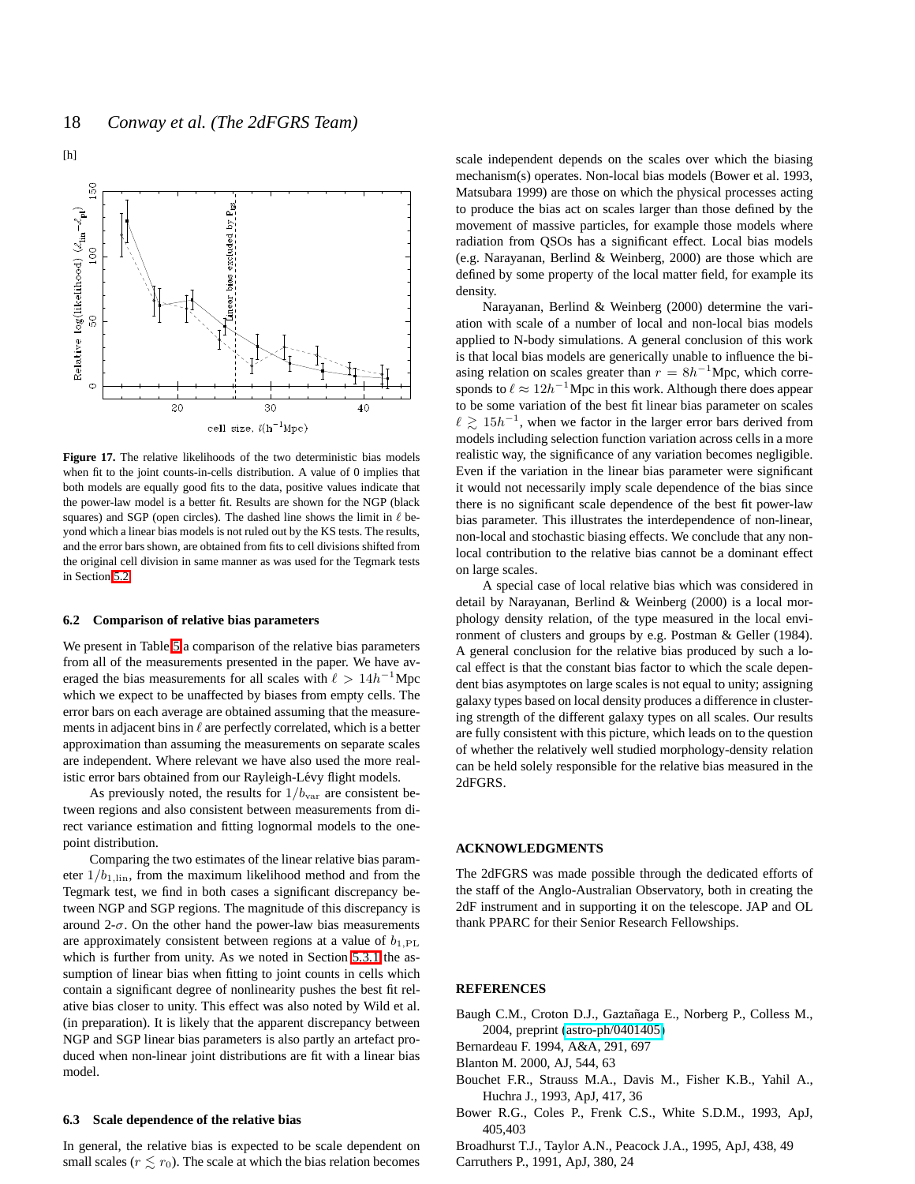[h]

**Figure 17.** The relative likelihoods of the two deterministic bias models when fit to the joint counts-in-cells distribution. A value of 0 implies that both models are equally good fits to the data, positive values indicate that the power-law model is a better fit. Results are shown for the NGP (black squares) and SGP (open circles). The dashed line shows the limit in $\ell$ beyond which a linear bias models is not ruled out by the KS tests. The results, and the error bars shown, are obtained from fits to cell divisions shifted from the original cell division in same manner as was used for the Tegmark tests in Section 5.2

### 6.2 Comparison of relative bias parameters

We present in Table 5 a comparison of the relative bias parameters from all of the measurements presented in the paper. We have averaged the bias measurements for all scales with $\ell > 14h^{-1}$Mpc which we expect to be unaffected by biases from empty cells. The error bars on each average are obtained assuming that the measurements in adjacent bins in $\ell$ are perfectly correlated, which is a better approximation than assuming the measurements on separate scales are independent. Where relevant we have also used the more realistic error bars obtained from our Rayleigh-Lévy flight models.

As previously noted, the results for $1/b_{\rm var}$ are consistent between regions and also consistent between measurements from direct variance estimation and fitting lognormal models to the one-point distribution.

Comparing the two estimates of the linear relative bias parameter $1/b_{1,{\rm lin}}$, from the maximum likelihood method and from the Tegmark test, we find in both cases a significant discrepancy between NGP and SGP regions. The magnitude of this discrepancy is around 2-$\sigma$. On the other hand the power-law bias measurements are approximately consistent between regions at a value of $b_{1,{\rm PL}}$ which is further from unity. As we noted in Section 5.3.1 the assumption of linear bias when fitting to joint counts in cells which contain a significant degree of nonlinearity pushes the best fit relative bias closer to unity. This effect was also noted by Wild et al. (in preparation). It is likely that the apparent discrepancy between NGP and SGP linear bias parameters is also partly an artefact produced when non-linear joint distributions are fit with a linear bias model.

### 6.3 Scale dependence of the relative bias

In general, the relative bias is expected to be scale dependent on small scales ($r \lesssim r_0$). The scale at which the bias relation becomes scale independent depends on the scales over which the biasing mechanism(s) operates. Non-local bias models (Bower et al. 1993, Matsubara 1999) are those on which the physical processes acting to produce the bias act on scales larger than those defined by the movement of massive particles, for example those models where radiation from QSOs has a significant effect. Local bias models (e.g. Narayanan, Berlind & Weinberg, 2000) are those which are defined by some property of the local matter field, for example its density.

Narayanan, Berlind & Weinberg (2000) determine the variation with scale of a number of local and non-local bias models applied to N-body simulations. A general conclusion of this work is that local bias models are generically unable to influence the biasing relation on scales greater than $r = 8h^{-1}$Mpc, which corresponds to $\ell \approx 12h^{-1}$Mpc in this work. Although there does appear to be some variation of the best fit linear bias parameter on scales $\ell \gtrsim 15h^{-1}$, when we factor in the larger error bars derived from models including selection function variation across cells in a more realistic way, the significance of any variation becomes negligible. Even if the variation in the linear bias parameter were significant it would not necessarily imply scale dependence of the bias since there is no significant scale dependence of the best fit power-law bias parameter. This illustrates the interdependence of non-linear, non-local and stochastic biasing effects. We conclude that any non-local contribution to the relative bias cannot be a dominant effect on large scales.

A special case of local relative bias which was considered in detail by Narayanan, Berlind & Weinberg (2000) is a local morphology density relation, of the type measured in the local environment of clusters and groups by e.g. Postman & Geller (1984). A general conclusion for the relative bias produced by such a local effect is that the constant bias factor to which the scale dependent bias asymptotes on large scales is not equal to unity; assigning galaxy types based on local density produces a difference in clustering strength of the different galaxy types on all scales. Our results are fully consistent with this picture, which leads on to the question of whether the relatively well studied morphology-density relation can be held solely responsible for the relative bias measured in the 2dFGRS.

## ACKNOWLEDGMENTS

The 2dFGRS was made possible through the dedicated efforts of the staff of the Anglo-Australian Observatory, both in creating the 2dF instrument and in supporting it on the telescope. JAP and OL thank PPARC for their Senior Research Fellowships.

## REFERENCES

Baugh C.M., Croton D.J., Gaztañaga E., Norberg P., Colless M., 2004, preprint (astro-ph/0401405)

Bernardeau F. 1994, A&A, 291, 697

Blanton M. 2000, AJ, 544, 63

Bouchet F.R., Strauss M.A., Davis M., Fisher K.B., Yahil A., Huchra J., 1993, ApJ, 417, 36

Bower R.G., Coles P., Frenk C.S., White S.D.M., 1993, ApJ, 405,403

Broadhurst T.J., Taylor A.N., Peacock J.A., 1995, ApJ, 438, 49

Carruthers P., 1991, ApJ, 380, 24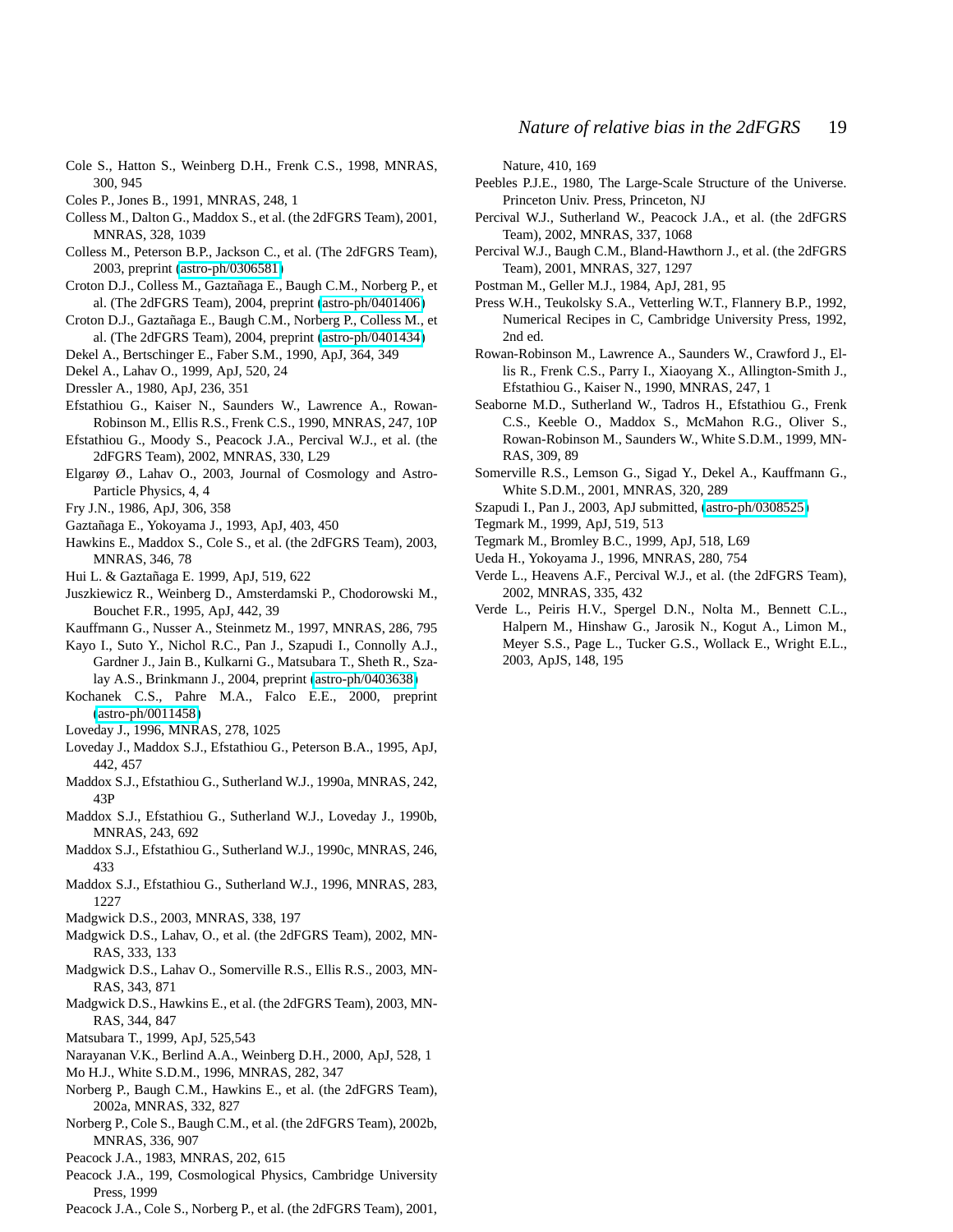Cole S., Hatton S., Weinberg D.H., Frenk C.S., 1998, MNRAS, 300, 945

Coles P., Jones B., 1991, MNRAS, 248, 1

Colless M., Dalton G., Maddox S., et al. (the 2dFGRS Team), 2001, MNRAS, 328, 1039

Colless M., Peterson B.P., Jackson C., et al. (The 2dFGRS Team), 2003, preprint (astro-ph/0306581)

Croton D.J., Colless M., Gaztañaga E., Baugh C.M., Norberg P., et al. (The 2dFGRS Team), 2004, preprint (astro-ph/0401406)

Croton D.J., Gaztañaga E., Baugh C.M., Norberg P., Colless M., et al. (The 2dFGRS Team), 2004, preprint (astro-ph/0401434)

Dekel A., Bertschinger E., Faber S.M., 1990, ApJ, 364, 349

Dekel A., Lahav O., 1999, ApJ, 520, 24

Dressler A., 1980, ApJ, 236, 351

Efstathiou G., Kaiser N., Saunders W., Lawrence A., Rowan-Robinson M., Ellis R.S., Frenk C.S., 1990, MNRAS, 247, 10P

Efstathiou G., Moody S., Peacock J.A., Percival W.J., et al. (the 2dFGRS Team), 2002, MNRAS, 330, L29

Elgarøy Ø., Lahav O., 2003, Journal of Cosmology and Astro-Particle Physics, 4, 4

Fry J.N., 1986, ApJ, 306, 358

Gaztañaga E., Yokoyama J., 1993, ApJ, 403, 450

Hawkins E., Maddox S., Cole S., et al. (the 2dFGRS Team), 2003, MNRAS, 346, 78

Hui L. & Gaztañaga E. 1999, ApJ, 519, 622

Juszkiewicz R., Weinberg D., Amsterdamski P., Chodorowski M., Bouchet F.R., 1995, ApJ, 442, 39

Kauffmann G., Nusser A., Steinmetz M., 1997, MNRAS, 286, 795

Kayo I., Suto Y., Nichol R.C., Pan J., Szapudi I., Connolly A.J., Gardner J., Jain B., Kulkarni G., Matsubara T., Sheth R., Szalay A.S., Brinkmann J., 2004, preprint (astro-ph/0403638)

Kochanek C.S., Pahre M.A., Falco E.E., 2000, preprint (astro-ph/0011458)

Loveday J., 1996, MNRAS, 278, 1025

Loveday J., Maddox S.J., Efstathiou G., Peterson B.A., 1995, ApJ, 442, 457

Maddox S.J., Efstathiou G., Sutherland W.J., 1990a, MNRAS, 242, 43P

Maddox S.J., Efstathiou G., Sutherland W.J., Loveday J., 1990b, MNRAS, 243, 692

Maddox S.J., Efstathiou G., Sutherland W.J., 1990c, MNRAS, 246, 433

Maddox S.J., Efstathiou G., Sutherland W.J., 1996, MNRAS, 283, 1227

Madgwick D.S., 2003, MNRAS, 338, 197

Madgwick D.S., Lahav, O., et al. (the 2dFGRS Team), 2002, MNRAS, 333, 133

Madgwick D.S., Lahav O., Somerville R.S., Ellis R.S., 2003, MNRAS, 343, 871

Madgwick D.S., Hawkins E., et al. (the 2dFGRS Team), 2003, MNRAS, 344, 847

Matsubara T., 1999, ApJ, 525,543

Narayanan V.K., Berlind A.A., Weinberg D.H., 2000, ApJ, 528, 1

Mo H.J., White S.D.M., 1996, MNRAS, 282, 347

Norberg P., Baugh C.M., Hawkins E., et al. (the 2dFGRS Team), 2002a, MNRAS, 332, 827

Norberg P., Cole S., Baugh C.M., et al. (the 2dFGRS Team), 2002b, MNRAS, 336, 907

Peacock J.A., 1983, MNRAS, 202, 615

Peacock J.A., 199, Cosmological Physics, Cambridge University Press, 1999

Peacock J.A., Cole S., Norberg P., et al. (the 2dFGRS Team), 2001, Nature, 410, 169

Peebles P.J.E., 1980, The Large-Scale Structure of the Universe. Princeton Univ. Press, Princeton, NJ

Percival W.J., Sutherland W., Peacock J.A., et al. (the 2dFGRS Team), 2002, MNRAS, 337, 1068

Percival W.J., Baugh C.M., Bland-Hawthorn J., et al. (the 2dFGRS Team), 2001, MNRAS, 327, 1297

Postman M., Geller M.J., 1984, ApJ, 281, 95

Press W.H., Teukolsky S.A., Vetterling W.T., Flannery B.P., 1992, Numerical Recipes in C, Cambridge University Press, 1992, 2nd ed.

Rowan-Robinson M., Lawrence A., Saunders W., Crawford J., Ellis R., Frenk C.S., Parry I., Xiaoyang X., Allington-Smith J., Efstathiou G., Kaiser N., 1990, MNRAS, 247, 1

Seaborne M.D., Sutherland W., Tadros H., Efstathiou G., Frenk C.S., Keeble O., Maddox S., McMahon R.G., Oliver S., Rowan-Robinson M., Saunders W., White S.D.M., 1999, MNRAS, 309, 89

Somerville R.S., Lemson G., Sigad Y., Dekel A., Kauffmann G., White S.D.M., 2001, MNRAS, 320, 289

Szapudi I., Pan J., 2003, ApJ submitted, (astro-ph/0308525)

Tegmark M., 1999, ApJ, 519, 513

Tegmark M., Bromley B.C., 1999, ApJ, 518, L69

Ueda H., Yokoyama J., 1996, MNRAS, 280, 754

Verde L., Heavens A.F., Percival W.J., et al. (the 2dFGRS Team), 2002, MNRAS, 335, 432

Verde L., Peiris H.V., Spergel D.N., Nolta M., Bennett C.L., Halpern M., Hinshaw G., Jarosik N., Kogut A., Limon M., Meyer S.S., Page L., Tucker G.S., Wollack E., Wright E.L., 2003, ApJS, 148, 195